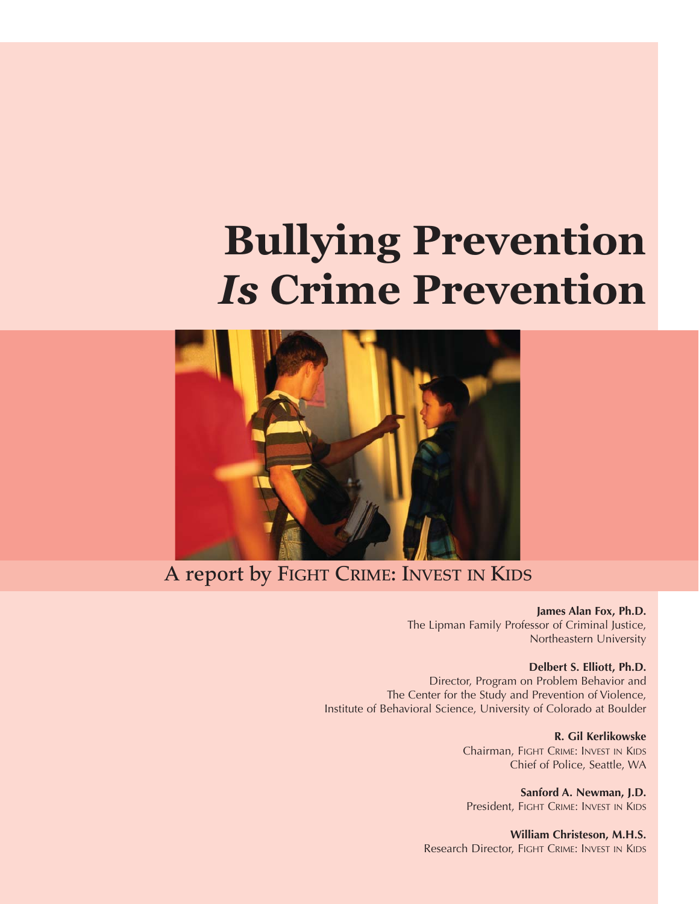# Bullying Prevention *Is* Crime Prevention

A report by FIGHT CRIME: INVEST IN KIDS

**James Alan Fox, Ph.D.**
The Lipman Family Professor of Criminal Justice,
Northeastern University

**Delbert S. Elliott, Ph.D.**
Director, Program on Problem Behavior and
The Center for the Study and Prevention of Violence,
Institute of Behavioral Science, University of Colorado at Boulder

**R. Gil Kerlikowske**
Chairman, FIGHT CRIME: INVEST IN KIDS
Chief of Police, Seattle, WA

**Sanford A. Newman, J.D.**
President, FIGHT CRIME: INVEST IN KIDS

**William Christeson, M.H.S.**
Research Director, FIGHT CRIME: INVEST IN KIDS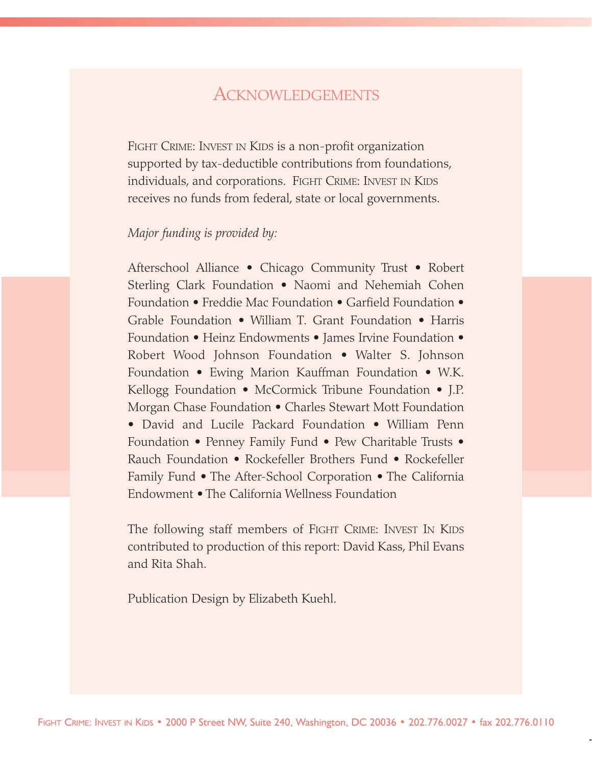# Acknowledgements

Fight Crime: Invest in Kids is a non-profit organization supported by tax-deductible contributions from foundations, individuals, and corporations. Fight Crime: Invest in Kids receives no funds from federal, state or local governments.

*Major funding is provided by:*

Afterschool Alliance • Chicago Community Trust • Robert Sterling Clark Foundation • Naomi and Nehemiah Cohen Foundation • Freddie Mac Foundation • Garfield Foundation • Grable Foundation • William T. Grant Foundation • Harris Foundation • Heinz Endowments • James Irvine Foundation • Robert Wood Johnson Foundation • Walter S. Johnson Foundation • Ewing Marion Kauffman Foundation • W.K. Kellogg Foundation • McCormick Tribune Foundation • J.P. Morgan Chase Foundation • Charles Stewart Mott Foundation • David and Lucile Packard Foundation • William Penn Foundation • Penney Family Fund • Pew Charitable Trusts • Rauch Foundation • Rockefeller Brothers Fund • Rockefeller Family Fund • The After-School Corporation • The California Endowment • The California Wellness Foundation

The following staff members of Fight Crime: Invest In Kids contributed to production of this report: David Kass, Phil Evans and Rita Shah.

Publication Design by Elizabeth Kuehl.

Fight Crime: Invest in Kids • 2000 P Street NW, Suite 240, Washington, DC 20036 • 202.776.0027 • fax 202.776.0110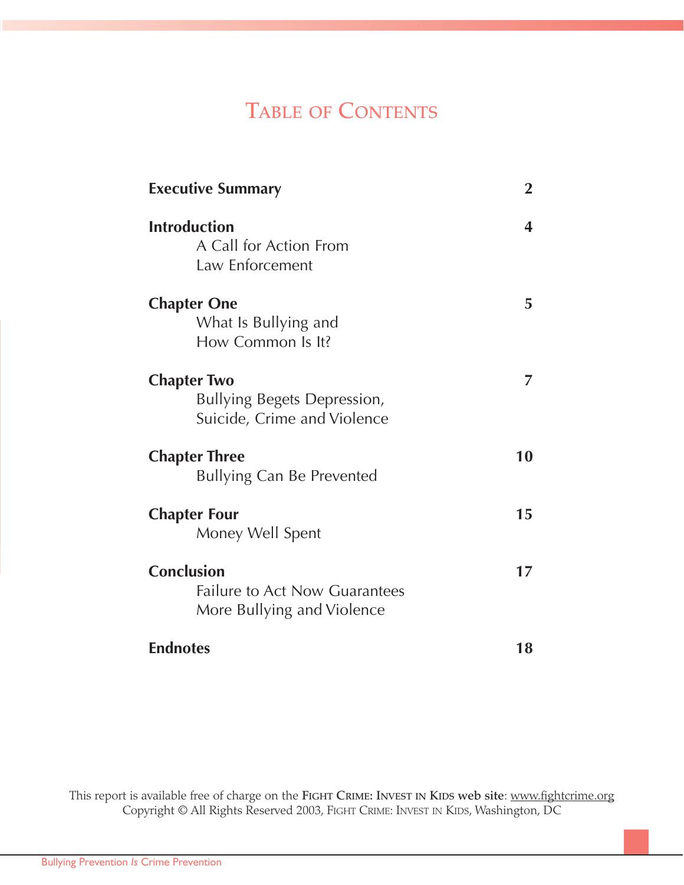# Table of Contents

| | |
|---|---|
| **Executive Summary** | **2** |
| **Introduction**<br>A Call for Action From Law Enforcement | **4** |
| **Chapter One**<br>What Is Bullying and How Common Is It? | **5** |
| **Chapter Two**<br>Bullying Begets Depression, Suicide, Crime and Violence | **7** |
| **Chapter Three**<br>Bullying Can Be Prevented | **10** |
| **Chapter Four**<br>Money Well Spent | **15** |
| **Conclusion**<br>Failure to Act Now Guarantees More Bullying and Violence | **17** |
| **Endnotes** | **18** |

This report is available free of charge on the **Fight Crime: Invest in Kids web site**: www.fightcrime.org
Copyright © All Rights Reserved 2003, Fight Crime: Invest in Kids, Washington, DC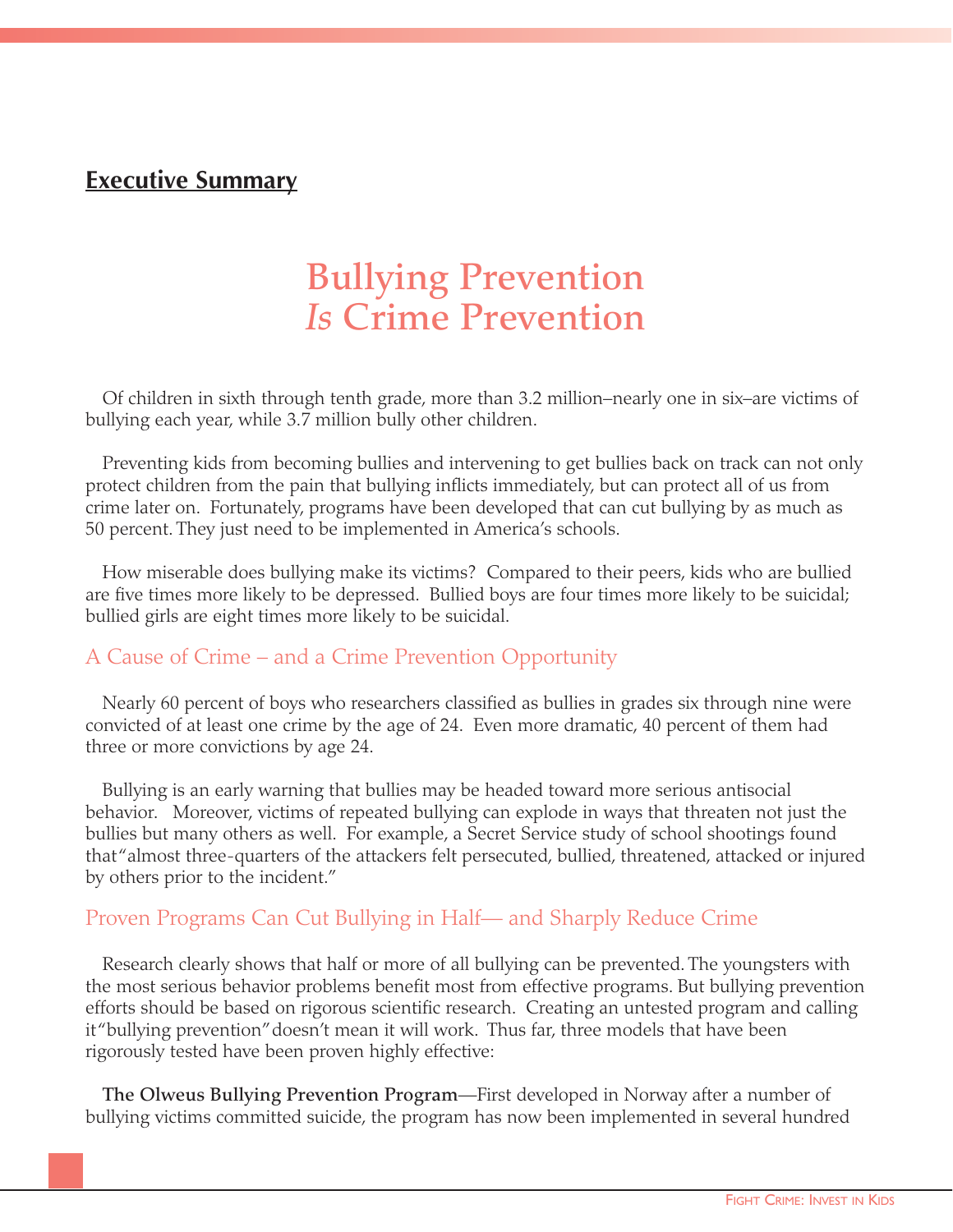## Executive Summary

# Bullying Prevention *Is* Crime Prevention

Of children in sixth through tenth grade, more than 3.2 million–nearly one in six–are victims of bullying each year, while 3.7 million bully other children.

Preventing kids from becoming bullies and intervening to get bullies back on track can not only protect children from the pain that bullying inflicts immediately, but can protect all of us from crime later on. Fortunately, programs have been developed that can cut bullying by as much as 50 percent. They just need to be implemented in America's schools.

How miserable does bullying make its victims? Compared to their peers, kids who are bullied are five times more likely to be depressed. Bullied boys are four times more likely to be suicidal; bullied girls are eight times more likely to be suicidal.

### A Cause of Crime – and a Crime Prevention Opportunity

Nearly 60 percent of boys who researchers classified as bullies in grades six through nine were convicted of at least one crime by the age of 24. Even more dramatic, 40 percent of them had three or more convictions by age 24.

Bullying is an early warning that bullies may be headed toward more serious antisocial behavior. Moreover, victims of repeated bullying can explode in ways that threaten not just the bullies but many others as well. For example, a Secret Service study of school shootings found that "almost three-quarters of the attackers felt persecuted, bullied, threatened, attacked or injured by others prior to the incident."

### Proven Programs Can Cut Bullying in Half— and Sharply Reduce Crime

Research clearly shows that half or more of all bullying can be prevented. The youngsters with the most serious behavior problems benefit most from effective programs. But bullying prevention efforts should be based on rigorous scientific research. Creating an untested program and calling it "bullying prevention" doesn't mean it will work. Thus far, three models that have been rigorously tested have been proven highly effective:

**The Olweus Bullying Prevention Program**—First developed in Norway after a number of bullying victims committed suicide, the program has now been implemented in several hundred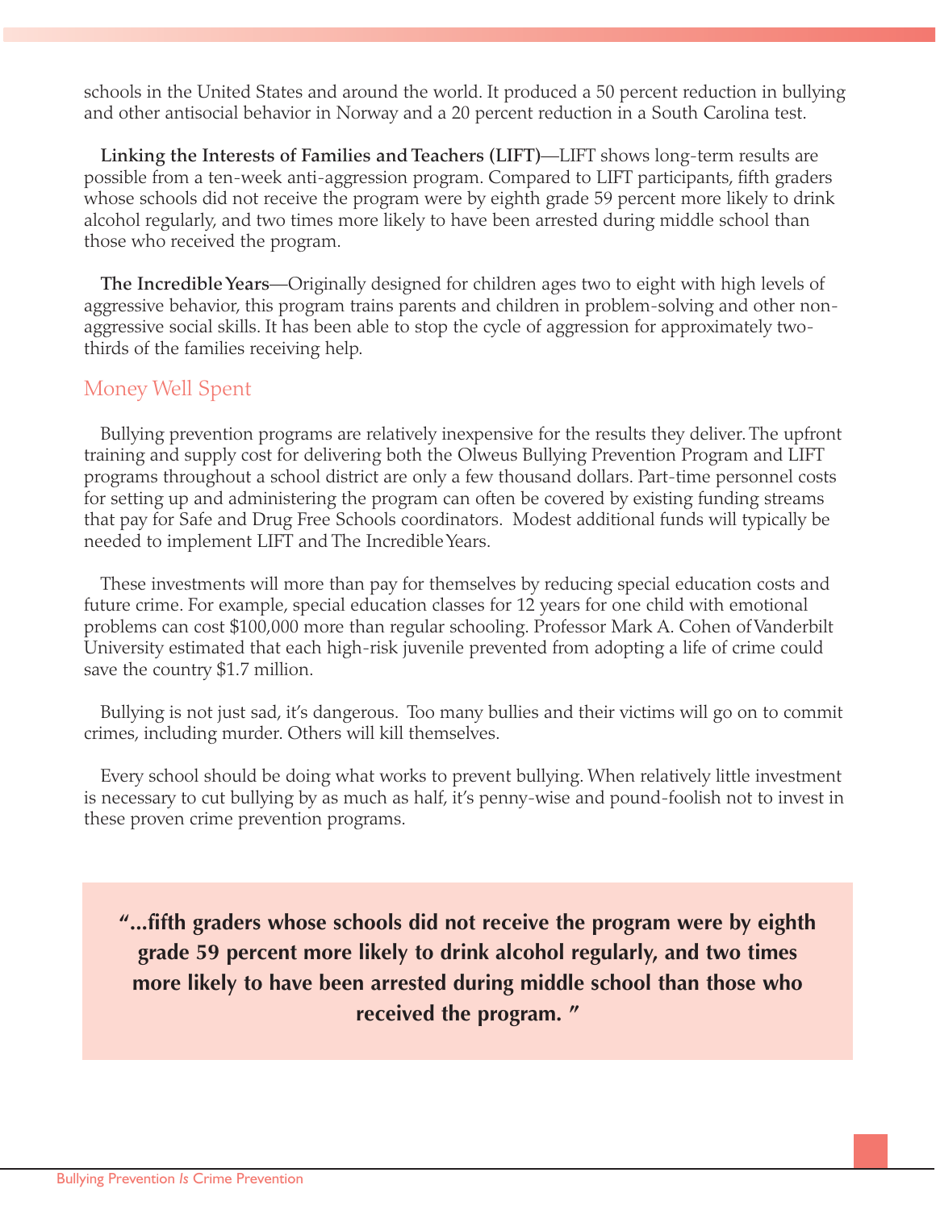schools in the United States and around the world. It produced a 50 percent reduction in bullying and other antisocial behavior in Norway and a 20 percent reduction in a South Carolina test.

**Linking the Interests of Families and Teachers (LIFT)**—LIFT shows long-term results are possible from a ten-week anti-aggression program. Compared to LIFT participants, fifth graders whose schools did not receive the program were by eighth grade 59 percent more likely to drink alcohol regularly, and two times more likely to have been arrested during middle school than those who received the program.

**The Incredible Years**—Originally designed for children ages two to eight with high levels of aggressive behavior, this program trains parents and children in problem-solving and other non-aggressive social skills. It has been able to stop the cycle of aggression for approximately two-thirds of the families receiving help.

## Money Well Spent

Bullying prevention programs are relatively inexpensive for the results they deliver. The upfront training and supply cost for delivering both the Olweus Bullying Prevention Program and LIFT programs throughout a school district are only a few thousand dollars. Part-time personnel costs for setting up and administering the program can often be covered by existing funding streams that pay for Safe and Drug Free Schools coordinators. Modest additional funds will typically be needed to implement LIFT and The Incredible Years.

These investments will more than pay for themselves by reducing special education costs and future crime. For example, special education classes for 12 years for one child with emotional problems can cost $100,000 more than regular schooling. Professor Mark A. Cohen of Vanderbilt University estimated that each high-risk juvenile prevented from adopting a life of crime could save the country $1.7 million.

Bullying is not just sad, it's dangerous. Too many bullies and their victims will go on to commit crimes, including murder. Others will kill themselves.

Every school should be doing what works to prevent bullying. When relatively little investment is necessary to cut bullying by as much as half, it's penny-wise and pound-foolish not to invest in these proven crime prevention programs.

> **"...fifth graders whose schools did not receive the program were by eighth grade 59 percent more likely to drink alcohol regularly, and two times more likely to have been arrested during middle school than those who received the program."**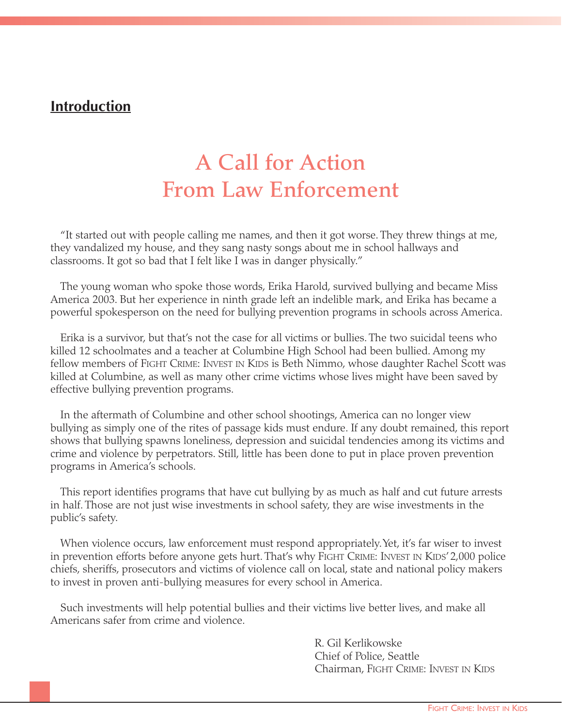## Introduction

# A Call for Action From Law Enforcement

"It started out with people calling me names, and then it got worse. They threw things at me, they vandalized my house, and they sang nasty songs about me in school hallways and classrooms. It got so bad that I felt like I was in danger physically."

The young woman who spoke those words, Erika Harold, survived bullying and became Miss America 2003. But her experience in ninth grade left an indelible mark, and Erika has became a powerful spokesperson on the need for bullying prevention programs in schools across America.

Erika is a survivor, but that's not the case for all victims or bullies. The two suicidal teens who killed 12 schoolmates and a teacher at Columbine High School had been bullied. Among my fellow members of FIGHT CRIME: INVEST IN KIDS is Beth Nimmo, whose daughter Rachel Scott was killed at Columbine, as well as many other crime victims whose lives might have been saved by effective bullying prevention programs.

In the aftermath of Columbine and other school shootings, America can no longer view bullying as simply one of the rites of passage kids must endure. If any doubt remained, this report shows that bullying spawns loneliness, depression and suicidal tendencies among its victims and crime and violence by perpetrators. Still, little has been done to put in place proven prevention programs in America's schools.

This report identifies programs that have cut bullying by as much as half and cut future arrests in half. Those are not just wise investments in school safety, they are wise investments in the public's safety.

When violence occurs, law enforcement must respond appropriately. Yet, it's far wiser to invest in prevention efforts before anyone gets hurt. That's why FIGHT CRIME: INVEST IN KIDS' 2,000 police chiefs, sheriffs, prosecutors and victims of violence call on local, state and national policy makers to invest in proven anti-bullying measures for every school in America.

Such investments will help potential bullies and their victims live better lives, and make all Americans safer from crime and violence.

R. Gil Kerlikowske
Chief of Police, Seattle
Chairman, FIGHT CRIME: INVEST IN KIDS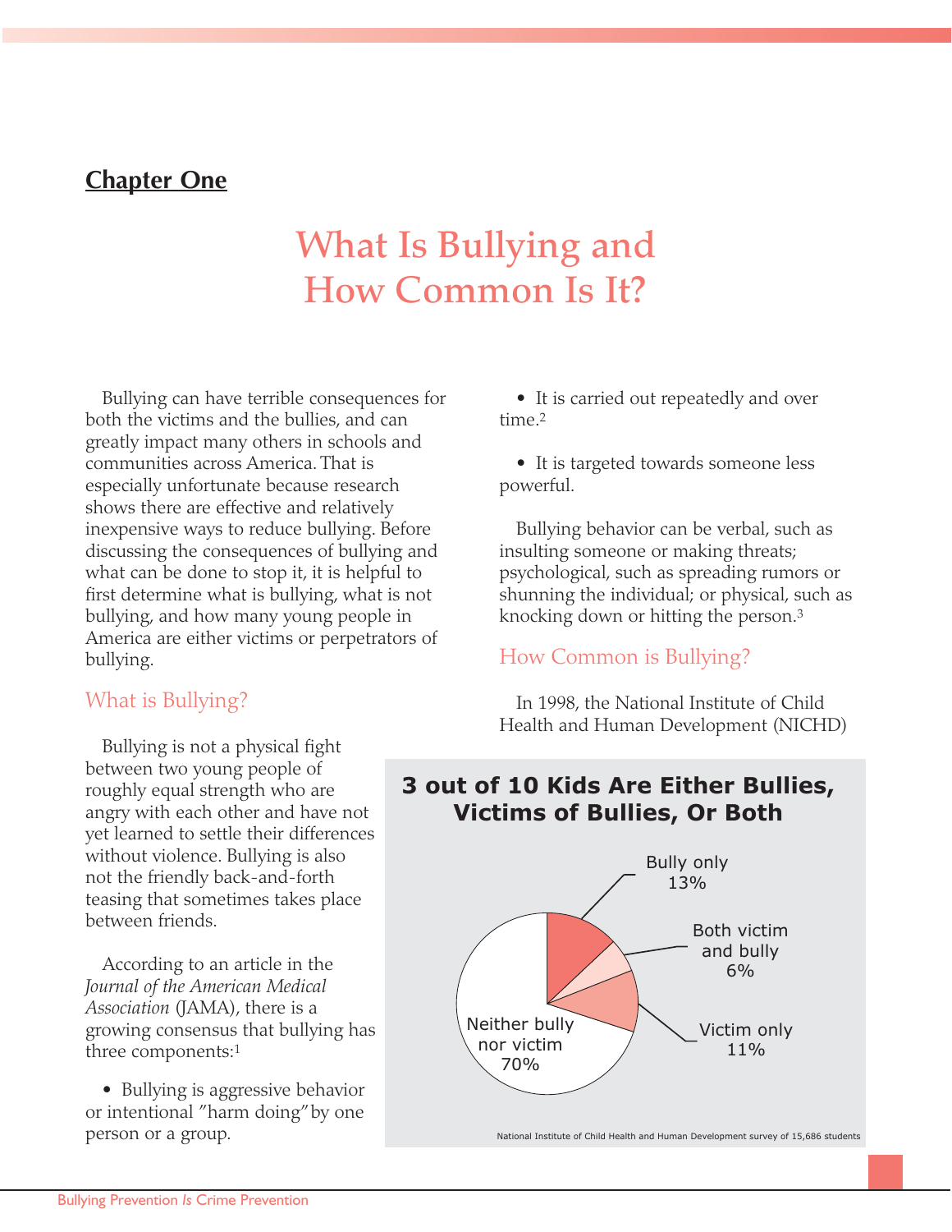**Chapter One**

# What Is Bullying and How Common Is It?

Bullying can have terrible consequences for both the victims and the bullies, and can greatly impact many others in schools and communities across America. That is especially unfortunate because research shows there are effective and relatively inexpensive ways to reduce bullying. Before discussing the consequences of bullying and what can be done to stop it, it is helpful to first determine what is bullying, what is not bullying, and how many young people in America are either victims or perpetrators of bullying.

## What is Bullying?

Bullying is not a physical fight between two young people of roughly equal strength who are angry with each other and have not yet learned to settle their differences without violence. Bullying is also not the friendly back-and-forth teasing that sometimes takes place between friends.

According to an article in the *Journal of the American Medical Association* (JAMA), there is a growing consensus that bullying has three components:[1]

- Bullying is aggressive behavior or intentional "harm doing" by one person or a group.
- It is carried out repeatedly and over time.[2]
- It is targeted towards someone less powerful.

Bullying behavior can be verbal, such as insulting someone or making threats; psychological, such as spreading rumors or shunning the individual; or physical, such as knocking down or hitting the person.[3]

## How Common is Bullying?

In 1998, the National Institute of Child Health and Human Development (NICHD)

**3 out of 10 Kids Are Either Bullies, Victims of Bullies, Or Both**

| Category | Percentage |
|---|---|
| Bully only | 13% |
| Both victim and bully | 6% |
| Victim only | 11% |
| Neither bully nor victim | 70% |

National Institute of Child Health and Human Development survey of 15,686 students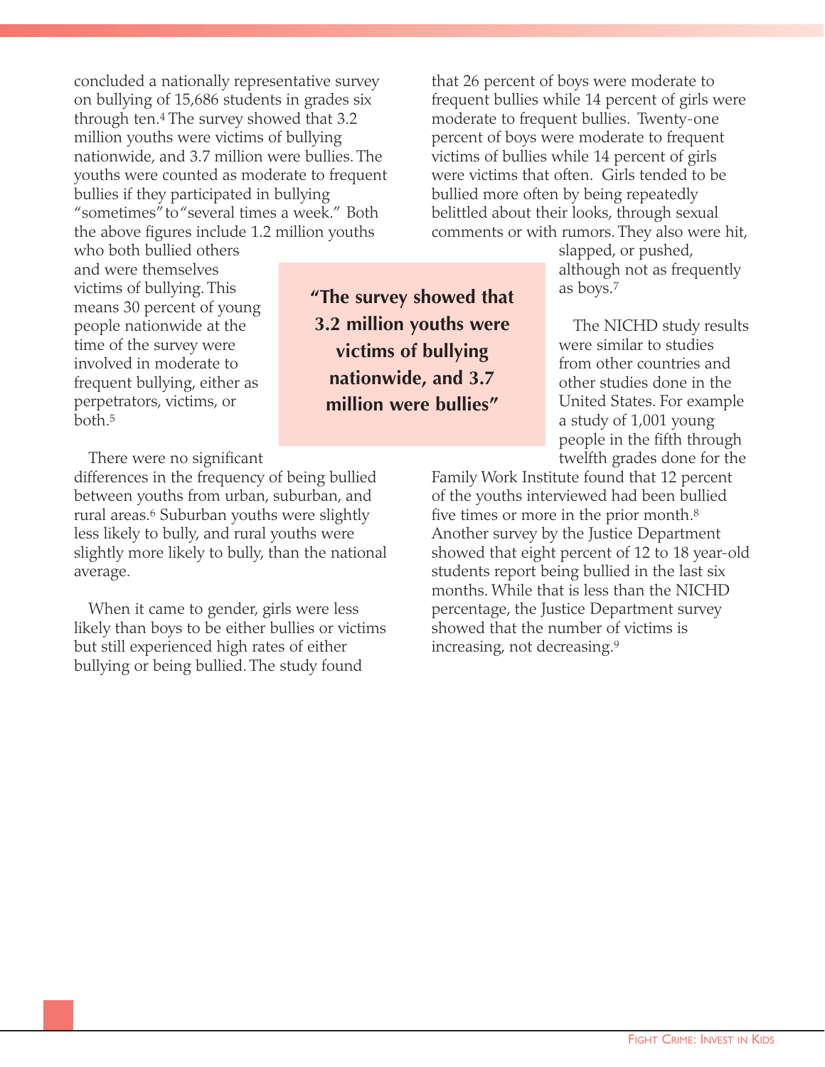concluded a nationally representative survey on bullying of 15,686 students in grades six through ten.[4] The survey showed that 3.2 million youths were victims of bullying nationwide, and 3.7 million were bullies. The youths were counted as moderate to frequent bullies if they participated in bullying "sometimes" to "several times a week." Both the above figures include 1.2 million youths who both bullied others and were themselves victims of bullying. This means 30 percent of young people nationwide at the time of the survey were involved in moderate to frequent bullying, either as perpetrators, victims, or both.[5]

> **"The survey showed that 3.2 million youths were victims of bullying nationwide, and 3.7 million were bullies"**

There were no significant differences in the frequency of being bullied between youths from urban, suburban, and rural areas.[6] Suburban youths were slightly less likely to bully, and rural youths were slightly more likely to bully, than the national average.

When it came to gender, girls were less likely than boys to be either bullies or victims but still experienced high rates of either bullying or being bullied. The study found that 26 percent of boys were moderate to frequent bullies while 14 percent of girls were moderate to frequent bullies. Twenty-one percent of boys were moderate to frequent victims of bullies while 14 percent of girls were victims that often. Girls tended to be bullied more often by being repeatedly belittled about their looks, through sexual comments or with rumors. They also were hit, slapped, or pushed, although not as frequently as boys.[7]

The NICHD study results were similar to studies from other countries and other studies done in the United States. For example a study of 1,001 young people in the fifth through twelfth grades done for the Family Work Institute found that 12 percent of the youths interviewed had been bullied five times or more in the prior month.[8] Another survey by the Justice Department showed that eight percent of 12 to 18 year-old students report being bullied in the last six months. While that is less than the NICHD percentage, the Justice Department survey showed that the number of victims is increasing, not decreasing.[9]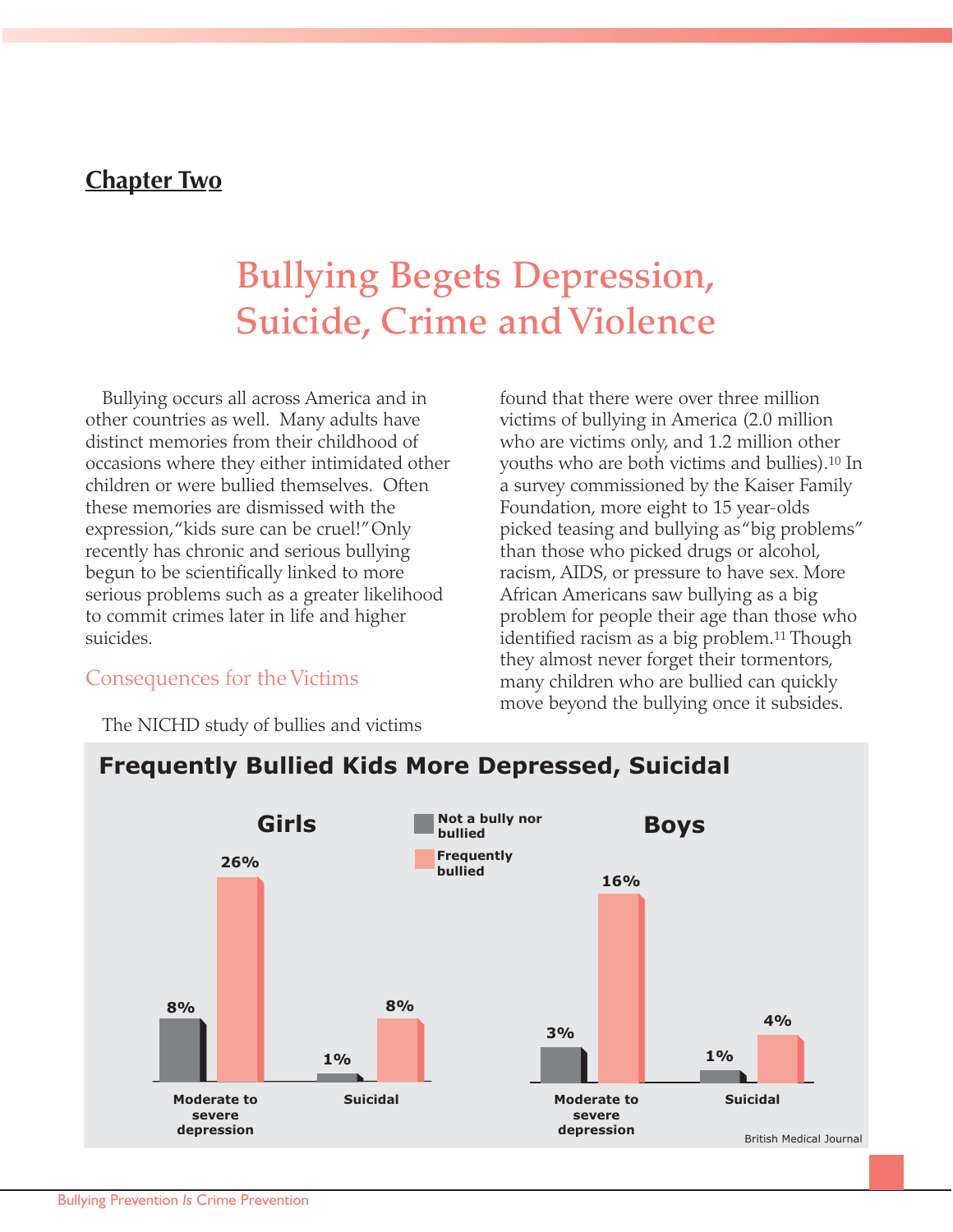**Chapter Two**

# Bullying Begets Depression, Suicide, Crime and Violence

Bullying occurs all across America and in other countries as well. Many adults have distinct memories from their childhood of occasions where they either intimidated other children or were bullied themselves. Often these memories are dismissed with the expression, "kids sure can be cruel!" Only recently has chronic and serious bullying begun to be scientifically linked to more serious problems such as a greater likelihood to commit crimes later in life and higher suicides.

## Consequences for the Victims

The NICHD study of bullies and victims found that there were over three million victims of bullying in America (2.0 million who are victims only, and 1.2 million other youths who are both victims and bullies).[10] In a survey commissioned by the Kaiser Family Foundation, more eight to 15 year-olds picked teasing and bullying as "big problems" than those who picked drugs or alcohol, racism, AIDS, or pressure to have sex. More African Americans saw bullying as a big problem for people their age than those who identified racism as a big problem.[11] Though they almost never forget their tormentors, many children who are bullied can quickly move beyond the bullying once it subsides.

### Frequently Bullied Kids More Depressed, Suicidal

| | Girls: Not a bully nor bullied | Girls: Frequently bullied | Boys: Not a bully nor bullied | Boys: Frequently bullied |
|---|---|---|---|---|
| Moderate to severe depression | 8% | 26% | 3% | 16% |
| Suicidal | 1% | 8% | 1% | 4% |

British Medical Journal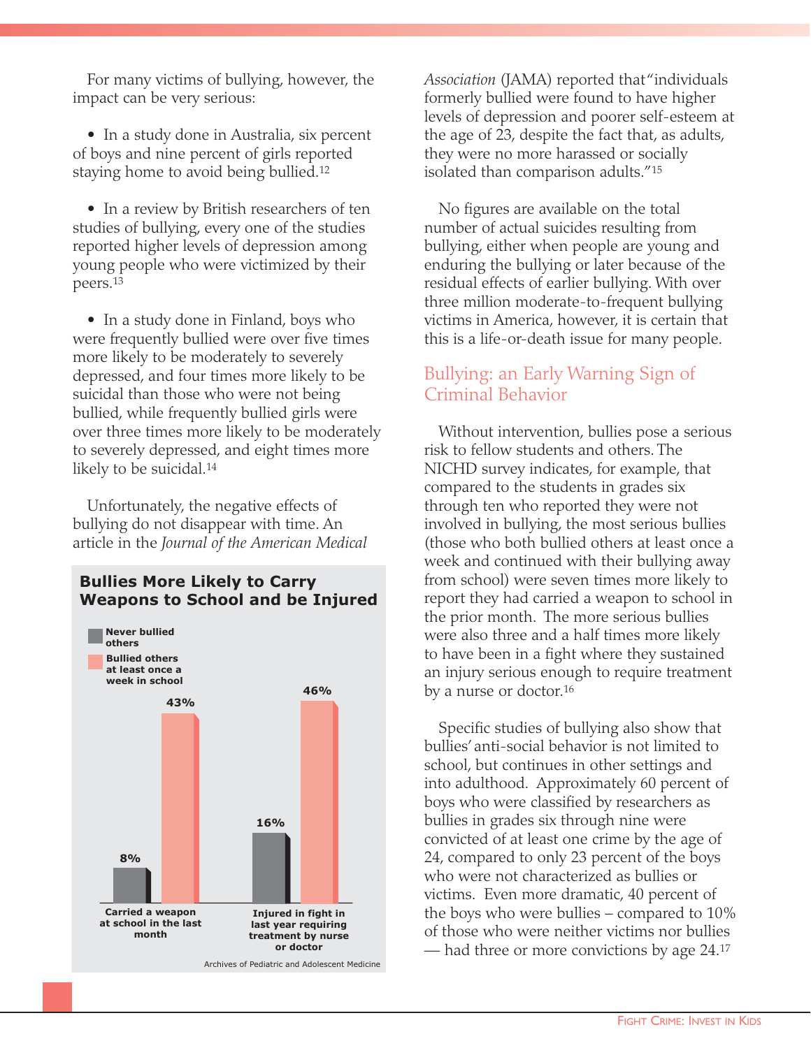For many victims of bullying, however, the impact can be very serious:

- In a study done in Australia, six percent of boys and nine percent of girls reported staying home to avoid being bullied.[12]

- In a review by British researchers of ten studies of bullying, every one of the studies reported higher levels of depression among young people who were victimized by their peers.[13]

- In a study done in Finland, boys who were frequently bullied were over five times more likely to be moderately to severely depressed, and four times more likely to be suicidal than those who were not being bullied, while frequently bullied girls were over three times more likely to be moderately to severely depressed, and eight times more likely to be suicidal.[14]

Unfortunately, the negative effects of bullying do not disappear with time. An article in the *Journal of the American Medical Association* (JAMA) reported that "individuals formerly bullied were found to have higher levels of depression and poorer self-esteem at the age of 23, despite the fact that, as adults, they were no more harassed or socially isolated than comparison adults."[15]

No figures are available on the total number of actual suicides resulting from bullying, either when people are young and enduring the bullying or later because of the residual effects of earlier bullying. With over three million moderate-to-frequent bullying victims in America, however, it is certain that this is a life-or-death issue for many people.

**Bullies More Likely to Carry Weapons to School and be Injured**

| | Never bullied others | Bullied others at least once a week in school |
|---|---|---|
| Carried a weapon at school in the last month | 8% | 43% |
| Injured in fight in last year requiring treatment by nurse or doctor | 16% | 46% |

Archives of Pediatric and Adolescent Medicine

## Bullying: an Early Warning Sign of Criminal Behavior

Without intervention, bullies pose a serious risk to fellow students and others. The NICHD survey indicates, for example, that compared to the students in grades six through ten who reported they were not involved in bullying, the most serious bullies (those who both bullied others at least once a week and continued with their bullying away from school) were seven times more likely to report they had carried a weapon to school in the prior month. The more serious bullies were also three and a half times more likely to have been in a fight where they sustained an injury serious enough to require treatment by a nurse or doctor.[16]

Specific studies of bullying also show that bullies' anti-social behavior is not limited to school, but continues in other settings and into adulthood. Approximately 60 percent of boys who were classified by researchers as bullies in grades six through nine were convicted of at least one crime by the age of 24, compared to only 23 percent of the boys who were not characterized as bullies or victims. Even more dramatic, 40 percent of the boys who were bullies – compared to 10% of those who were neither victims nor bullies — had three or more convictions by age 24.[17]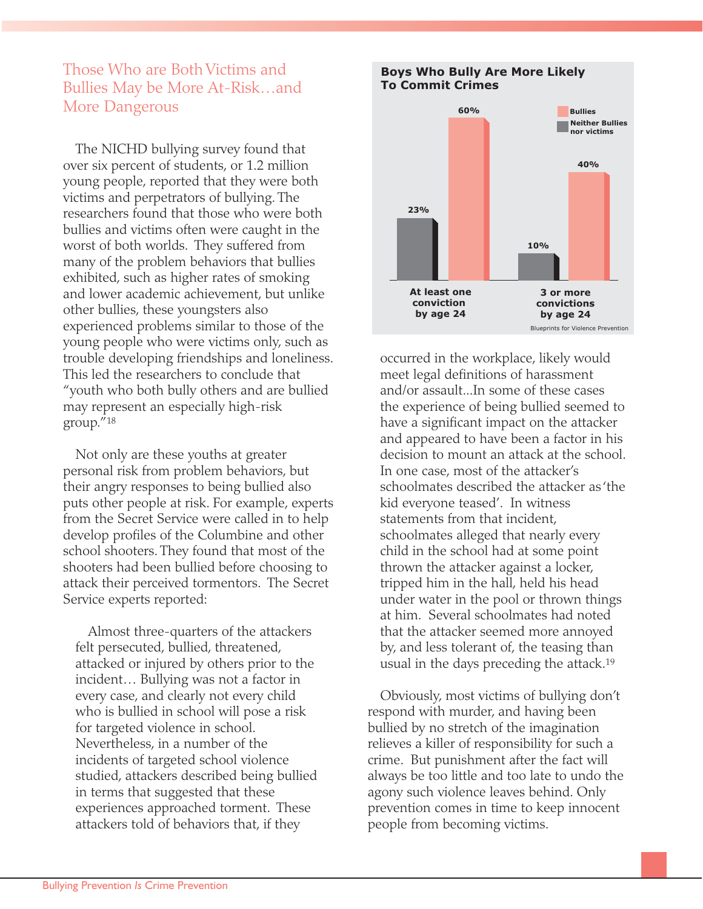## Those Who are Both Victims and Bullies May be More At-Risk…and More Dangerous

The NICHD bullying survey found that over six percent of students, or 1.2 million young people, reported that they were both victims and perpetrators of bullying. The researchers found that those who were both bullies and victims often were caught in the worst of both worlds. They suffered from many of the problem behaviors that bullies exhibited, such as higher rates of smoking and lower academic achievement, but unlike other bullies, these youngsters also experienced problems similar to those of the young people who were victims only, such as trouble developing friendships and loneliness. This led the researchers to conclude that "youth who both bully others and are bullied may represent an especially high-risk group."[18]

Not only are these youths at greater personal risk from problem behaviors, but their angry responses to being bullied also puts other people at risk. For example, experts from the Secret Service were called in to help develop profiles of the Columbine and other school shooters. They found that most of the shooters had been bullied before choosing to attack their perceived tormentors. The Secret Service experts reported:

> Almost three-quarters of the attackers felt persecuted, bullied, threatened, attacked or injured by others prior to the incident… Bullying was not a factor in every case, and clearly not every child who is bullied in school will pose a risk for targeted violence in school. Nevertheless, in a number of the incidents of targeted school violence studied, attackers described being bullied in terms that suggested that these experiences approached torment. These attackers told of behaviors that, if they occurred in the workplace, likely would meet legal definitions of harassment and/or assault...In some of these cases the experience of being bullied seemed to have a significant impact on the attacker and appeared to have been a factor in his decision to mount an attack at the school. In one case, most of the attacker's schoolmates described the attacker as 'the kid everyone teased'. In witness statements from that incident, schoolmates alleged that nearly every child in the school had at some point thrown the attacker against a locker, tripped him in the hall, held his head under water in the pool or thrown things at him. Several schoolmates had noted that the attacker seemed more annoyed by, and less tolerant of, the teasing than usual in the days preceding the attack.[19]

**Boys Who Bully Are More Likely To Commit Crimes**

| | Neither Bullies nor victims | Bullies |
|---|---|---|
| At least one conviction by age 24 | 23% | 60% |
| 3 or more convictions by age 24 | 10% | 40% |

Blueprints for Violence Prevention

Obviously, most victims of bullying don't respond with murder, and having been bullied by no stretch of the imagination relieves a killer of responsibility for such a crime. But punishment after the fact will always be too little and too late to undo the agony such violence leaves behind. Only prevention comes in time to keep innocent people from becoming victims.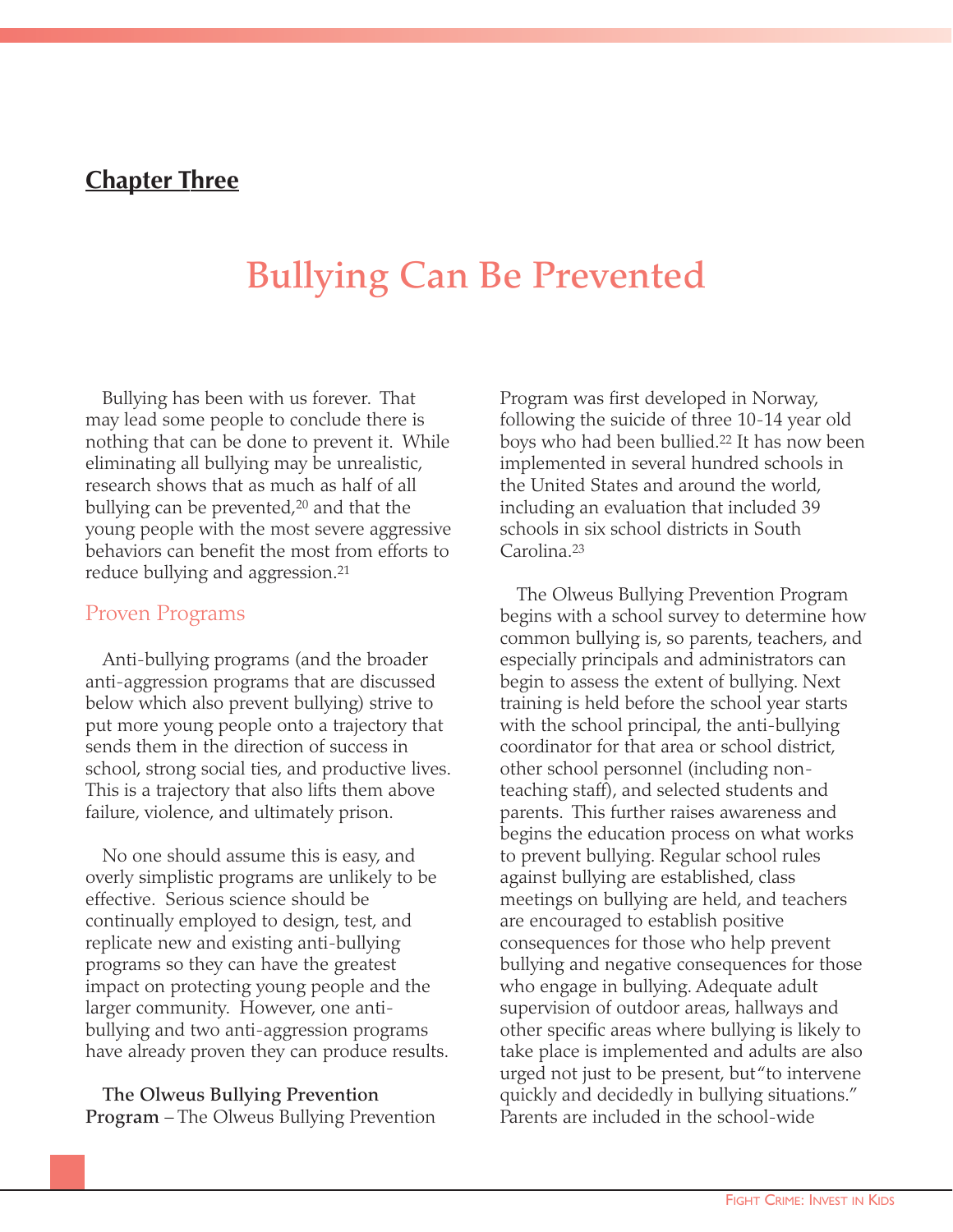## Chapter Three

# Bullying Can Be Prevented

Bullying has been with us forever. That may lead some people to conclude there is nothing that can be done to prevent it. While eliminating all bullying may be unrealistic, research shows that as much as half of all bullying can be prevented,[20] and that the young people with the most severe aggressive behaviors can benefit the most from efforts to reduce bullying and aggression.[21]

## Proven Programs

Anti-bullying programs (and the broader anti-aggression programs that are discussed below which also prevent bullying) strive to put more young people onto a trajectory that sends them in the direction of success in school, strong social ties, and productive lives. This is a trajectory that also lifts them above failure, violence, and ultimately prison.

No one should assume this is easy, and overly simplistic programs are unlikely to be effective. Serious science should be continually employed to design, test, and replicate new and existing anti-bullying programs so they can have the greatest impact on protecting young people and the larger community. However, one anti-bullying and two anti-aggression programs have already proven they can produce results.

**The Olweus Bullying Prevention Program** – The Olweus Bullying Prevention Program was first developed in Norway, following the suicide of three 10-14 year old boys who had been bullied.[22] It has now been implemented in several hundred schools in the United States and around the world, including an evaluation that included 39 schools in six school districts in South Carolina.[23]

The Olweus Bullying Prevention Program begins with a school survey to determine how common bullying is, so parents, teachers, and especially principals and administrators can begin to assess the extent of bullying. Next training is held before the school year starts with the school principal, the anti-bullying coordinator for that area or school district, other school personnel (including non-teaching staff), and selected students and parents. This further raises awareness and begins the education process on what works to prevent bullying. Regular school rules against bullying are established, class meetings on bullying are held, and teachers are encouraged to establish positive consequences for those who help prevent bullying and negative consequences for those who engage in bullying. Adequate adult supervision of outdoor areas, hallways and other specific areas where bullying is likely to take place is implemented and adults are also urged not just to be present, but "to intervene quickly and decidedly in bullying situations." Parents are included in the school-wide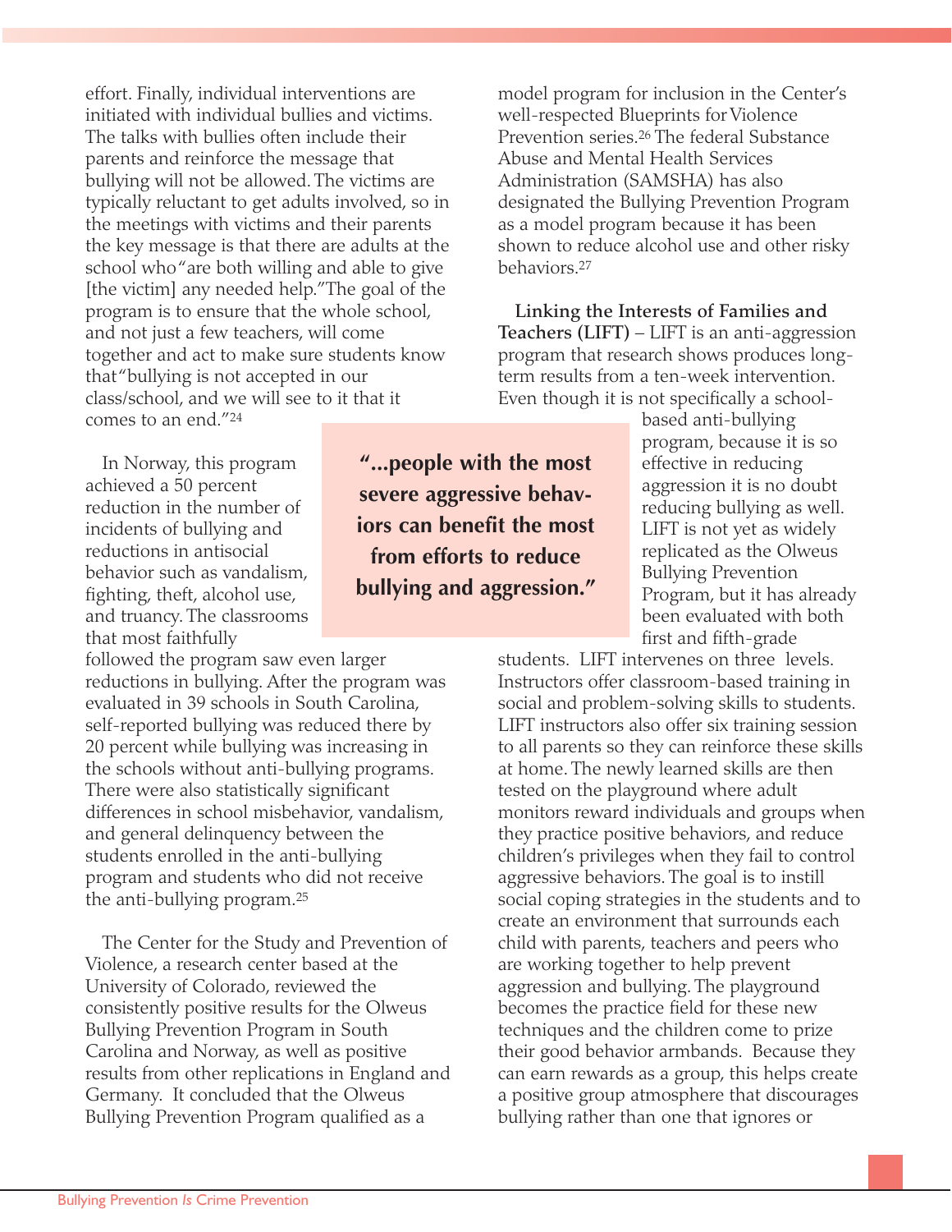effort. Finally, individual interventions are initiated with individual bullies and victims. The talks with bullies often include their parents and reinforce the message that bullying will not be allowed. The victims are typically reluctant to get adults involved, so in the meetings with victims and their parents the key message is that there are adults at the school who "are both willing and able to give [the victim] any needed help." The goal of the program is to ensure that the whole school, and not just a few teachers, will come together and act to make sure students know that "bullying is not accepted in our class/school, and we will see to it that it comes to an end."[24]

In Norway, this program achieved a 50 percent reduction in the number of incidents of bullying and reductions in antisocial behavior such as vandalism, fighting, theft, alcohol use, and truancy. The classrooms that most faithfully followed the program saw even larger reductions in bullying. After the program was evaluated in 39 schools in South Carolina, self-reported bullying was reduced there by 20 percent while bullying was increasing in the schools without anti-bullying programs. There were also statistically significant differences in school misbehavior, vandalism, and general delinquency between the students enrolled in the anti-bullying program and students who did not receive the anti-bullying program.[25]

> **"...people with the most severe aggressive behaviors can benefit the most from efforts to reduce bullying and aggression."**

The Center for the Study and Prevention of Violence, a research center based at the University of Colorado, reviewed the consistently positive results for the Olweus Bullying Prevention Program in South Carolina and Norway, as well as positive results from other replications in England and Germany. It concluded that the Olweus Bullying Prevention Program qualified as a model program for inclusion in the Center's well-respected Blueprints for Violence Prevention series.[26] The federal Substance Abuse and Mental Health Services Administration (SAMSHA) has also designated the Bullying Prevention Program as a model program because it has been shown to reduce alcohol use and other risky behaviors.[27]

**Linking the Interests of Families and Teachers (LIFT)** – LIFT is an anti-aggression program that research shows produces long-term results from a ten-week intervention. Even though it is not specifically a school-based anti-bullying program, because it is so effective in reducing aggression it is no doubt reducing bullying as well. LIFT is not yet as widely replicated as the Olweus Bullying Prevention Program, but it has already been evaluated with both first and fifth-grade students. LIFT intervenes on three levels. Instructors offer classroom-based training in social and problem-solving skills to students. LIFT instructors also offer six training session to all parents so they can reinforce these skills at home. The newly learned skills are then tested on the playground where adult monitors reward individuals and groups when they practice positive behaviors, and reduce children's privileges when they fail to control aggressive behaviors. The goal is to instill social coping strategies in the students and to create an environment that surrounds each child with parents, teachers and peers who are working together to help prevent aggression and bullying. The playground becomes the practice field for these new techniques and the children come to prize their good behavior armbands. Because they can earn rewards as a group, this helps create a positive group atmosphere that discourages bullying rather than one that ignores or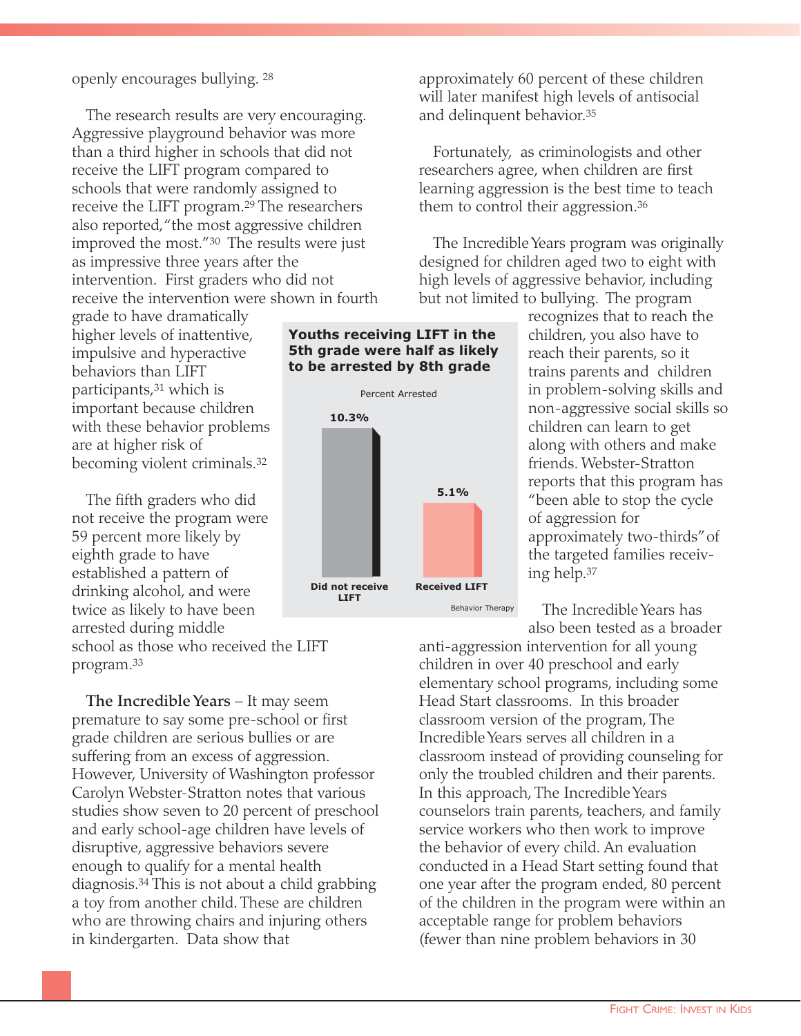openly encourages bullying.[28]

The research results are very encouraging. Aggressive playground behavior was more than a third higher in schools that did not receive the LIFT program compared to schools that were randomly assigned to receive the LIFT program.[29] The researchers also reported, "the most aggressive children improved the most."[30] The results were just as impressive three years after the intervention. First graders who did not receive the intervention were shown in fourth grade to have dramatically higher levels of inattentive, impulsive and hyperactive behaviors than LIFT participants,[31] which is important because children with these behavior problems are at higher risk of becoming violent criminals.[32]

The fifth graders who did not receive the program were 59 percent more likely by eighth grade to have established a pattern of drinking alcohol, and were twice as likely to have been arrested during middle school as those who received the LIFT program.[33]

**Youths receiving LIFT in the 5th grade were half as likely to be arrested by 8th grade**

Percent Arrested

| | Percent Arrested |
|---|---|
| Did not receive LIFT | 10.3% |
| Received LIFT | 5.1% |

Behavior Therapy

**The Incredible Years** – It may seem premature to say some pre-school or first grade children are serious bullies or are suffering from an excess of aggression. However, University of Washington professor Carolyn Webster-Stratton notes that various studies show seven to 20 percent of preschool and early school-age children have levels of disruptive, aggressive behaviors severe enough to qualify for a mental health diagnosis.[34] This is not about a child grabbing a toy from another child. These are children who are throwing chairs and injuring others in kindergarten. Data show that approximately 60 percent of these children will later manifest high levels of antisocial and delinquent behavior.[35]

Fortunately, as criminologists and other researchers agree, when children are first learning aggression is the best time to teach them to control their aggression.[36]

The Incredible Years program was originally designed for children aged two to eight with high levels of aggressive behavior, including but not limited to bullying. The program recognizes that to reach the children, you also have to reach their parents, so it trains parents and children in problem-solving skills and non-aggressive social skills so children can learn to get along with others and make friends. Webster-Stratton reports that this program has "been able to stop the cycle of aggression for approximately two-thirds" of the targeted families receiving help.[37]

The Incredible Years has also been tested as a broader anti-aggression intervention for all young children in over 40 preschool and early elementary school programs, including some Head Start classrooms. In this broader classroom version of the program, The Incredible Years serves all children in a classroom instead of providing counseling for only the troubled children and their parents. In this approach, The Incredible Years counselors train parents, teachers, and family service workers who then work to improve the behavior of every child. An evaluation conducted in a Head Start setting found that one year after the program ended, 80 percent of the children in the program were within an acceptable range for problem behaviors (fewer than nine problem behaviors in 30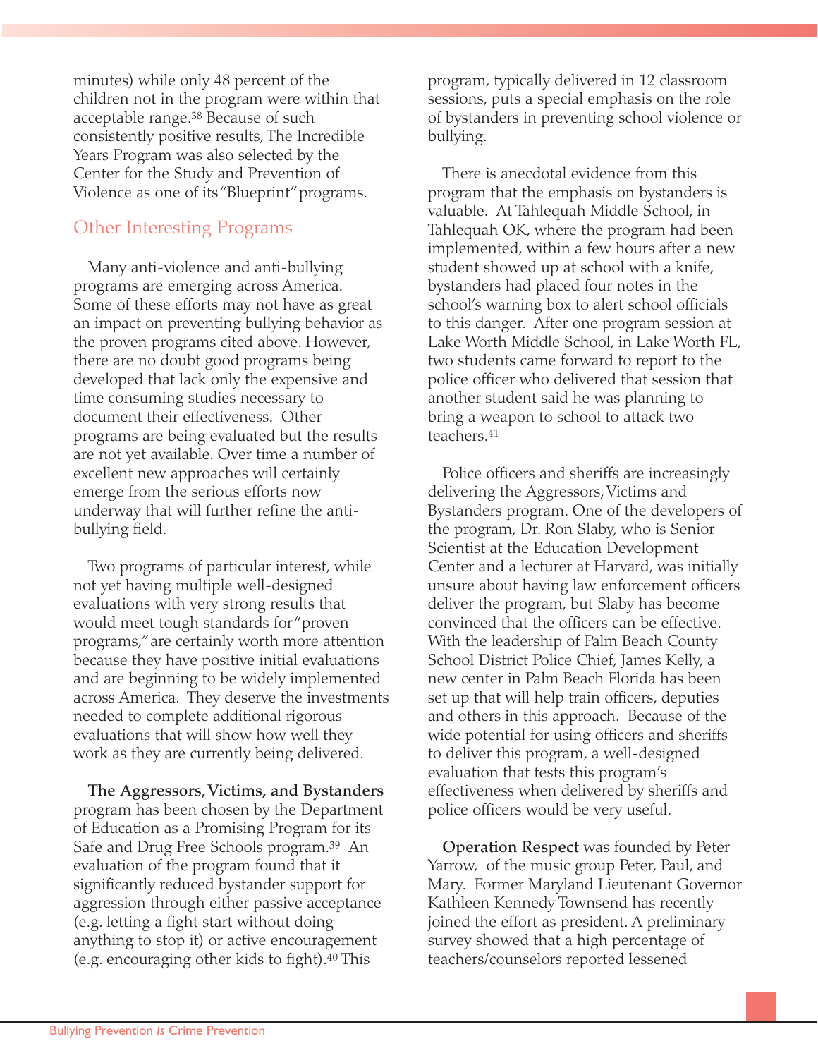minutes) while only 48 percent of the children not in the program were within that acceptable range.[38] Because of such consistently positive results, The Incredible Years Program was also selected by the Center for the Study and Prevention of Violence as one of its "Blueprint" programs.

## Other Interesting Programs

Many anti-violence and anti-bullying programs are emerging across America. Some of these efforts may not have as great an impact on preventing bullying behavior as the proven programs cited above. However, there are no doubt good programs being developed that lack only the expensive and time consuming studies necessary to document their effectiveness. Other programs are being evaluated but the results are not yet available. Over time a number of excellent new approaches will certainly emerge from the serious efforts now underway that will further refine the anti-bullying field.

Two programs of particular interest, while not yet having multiple well-designed evaluations with very strong results that would meet tough standards for "proven programs," are certainly worth more attention because they have positive initial evaluations and are beginning to be widely implemented across America. They deserve the investments needed to complete additional rigorous evaluations that will show how well they work as they are currently being delivered.

**The Aggressors, Victims, and Bystanders** program has been chosen by the Department of Education as a Promising Program for its Safe and Drug Free Schools program.[39] An evaluation of the program found that it significantly reduced bystander support for aggression through either passive acceptance (e.g. letting a fight start without doing anything to stop it) or active encouragement (e.g. encouraging other kids to fight).[40] This program, typically delivered in 12 classroom sessions, puts a special emphasis on the role of bystanders in preventing school violence or bullying.

There is anecdotal evidence from this program that the emphasis on bystanders is valuable. At Tahlequah Middle School, in Tahlequah OK, where the program had been implemented, within a few hours after a new student showed up at school with a knife, bystanders had placed four notes in the school's warning box to alert school officials to this danger. After one program session at Lake Worth Middle School, in Lake Worth FL, two students came forward to report to the police officer who delivered that session that another student said he was planning to bring a weapon to school to attack two teachers.[41]

Police officers and sheriffs are increasingly delivering the Aggressors, Victims and Bystanders program. One of the developers of the program, Dr. Ron Slaby, who is Senior Scientist at the Education Development Center and a lecturer at Harvard, was initially unsure about having law enforcement officers deliver the program, but Slaby has become convinced that the officers can be effective. With the leadership of Palm Beach County School District Police Chief, James Kelly, a new center in Palm Beach Florida has been set up that will help train officers, deputies and others in this approach. Because of the wide potential for using officers and sheriffs to deliver this program, a well-designed evaluation that tests this program's effectiveness when delivered by sheriffs and police officers would be very useful.

**Operation Respect** was founded by Peter Yarrow, of the music group Peter, Paul, and Mary. Former Maryland Lieutenant Governor Kathleen Kennedy Townsend has recently joined the effort as president. A preliminary survey showed that a high percentage of teachers/counselors reported lessened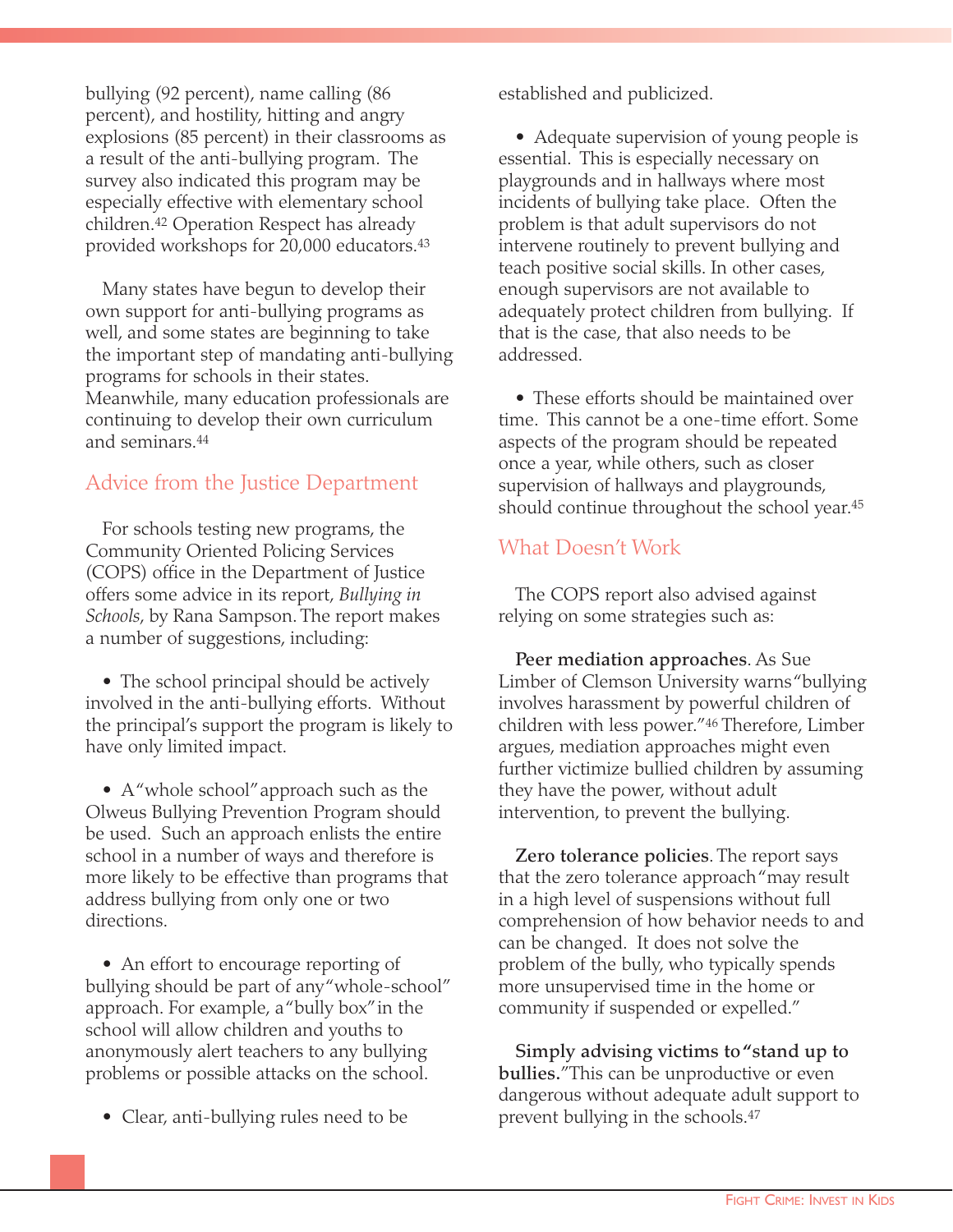bullying (92 percent), name calling (86 percent), and hostility, hitting and angry explosions (85 percent) in their classrooms as a result of the anti-bullying program. The survey also indicated this program may be especially effective with elementary school children.[42] Operation Respect has already provided workshops for 20,000 educators.[43]

Many states have begun to develop their own support for anti-bullying programs as well, and some states are beginning to take the important step of mandating anti-bullying programs for schools in their states. Meanwhile, many education professionals are continuing to develop their own curriculum and seminars.[44]

## Advice from the Justice Department

For schools testing new programs, the Community Oriented Policing Services (COPS) office in the Department of Justice offers some advice in its report, *Bullying in Schools*, by Rana Sampson. The report makes a number of suggestions, including:

- The school principal should be actively involved in the anti-bullying efforts. Without the principal's support the program is likely to have only limited impact.

- A "whole school" approach such as the Olweus Bullying Prevention Program should be used. Such an approach enlists the entire school in a number of ways and therefore is more likely to be effective than programs that address bullying from only one or two directions.

- An effort to encourage reporting of bullying should be part of any "whole-school" approach. For example, a "bully box" in the school will allow children and youths to anonymously alert teachers to any bullying problems or possible attacks on the school.

- Clear, anti-bullying rules need to be established and publicized.

- Adequate supervision of young people is essential. This is especially necessary on playgrounds and in hallways where most incidents of bullying take place. Often the problem is that adult supervisors do not intervene routinely to prevent bullying and teach positive social skills. In other cases, enough supervisors are not available to adequately protect children from bullying. If that is the case, that also needs to be addressed.

- These efforts should be maintained over time. This cannot be a one-time effort. Some aspects of the program should be repeated once a year, while others, such as closer supervision of hallways and playgrounds, should continue throughout the school year.[45]

## What Doesn't Work

The COPS report also advised against relying on some strategies such as:

**Peer mediation approaches**. As Sue Limber of Clemson University warns "bullying involves harassment by powerful children of children with less power."[46] Therefore, Limber argues, mediation approaches might even further victimize bullied children by assuming they have the power, without adult intervention, to prevent the bullying.

**Zero tolerance policies**. The report says that the zero tolerance approach "may result in a high level of suspensions without full comprehension of how behavior needs to and can be changed. It does not solve the problem of the bully, who typically spends more unsupervised time in the home or community if suspended or expelled."

**Simply advising victims to "stand up to bullies."** This can be unproductive or even dangerous without adequate adult support to prevent bullying in the schools.[47]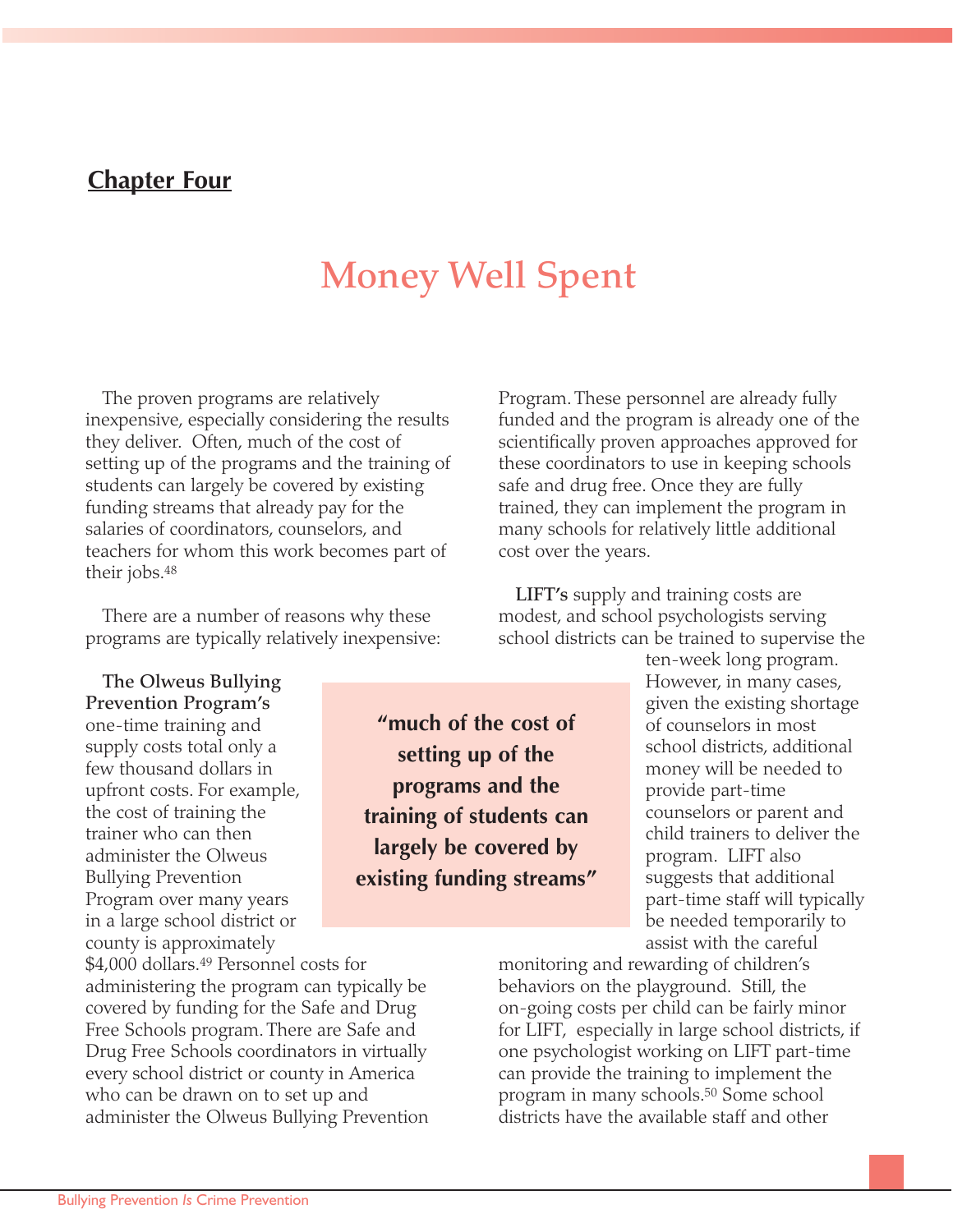## Chapter Four

# Money Well Spent

The proven programs are relatively inexpensive, especially considering the results they deliver. Often, much of the cost of setting up of the programs and the training of students can largely be covered by existing funding streams that already pay for the salaries of coordinators, counselors, and teachers for whom this work becomes part of their jobs.[48]

There are a number of reasons why these programs are typically relatively inexpensive:

**The Olweus Bullying Prevention Program's** one-time training and supply costs total only a few thousand dollars in upfront costs. For example, the cost of training the trainer who can then administer the Olweus Bullying Prevention Program over many years in a large school district or county is approximately $4,000 dollars.[49] Personnel costs for administering the program can typically be covered by funding for the Safe and Drug Free Schools program. There are Safe and Drug Free Schools coordinators in virtually every school district or county in America who can be drawn on to set up and administer the Olweus Bullying Prevention Program. These personnel are already fully funded and the program is already one of the scientifically proven approaches approved for these coordinators to use in keeping schools safe and drug free. Once they are fully trained, they can implement the program in many schools for relatively little additional cost over the years.

**"much of the cost of setting up of the programs and the training of students can largely be covered by existing funding streams"**

**LIFT's** supply and training costs are modest, and school psychologists serving school districts can be trained to supervise the ten-week long program. However, in many cases, given the existing shortage of counselors in most school districts, additional money will be needed to provide part-time counselors or parent and child trainers to deliver the program. LIFT also suggests that additional part-time staff will typically be needed temporarily to assist with the careful monitoring and rewarding of children's behaviors on the playground. Still, the on-going costs per child can be fairly minor for LIFT, especially in large school districts, if one psychologist working on LIFT part-time can provide the training to implement the program in many schools.[50] Some school districts have the available staff and other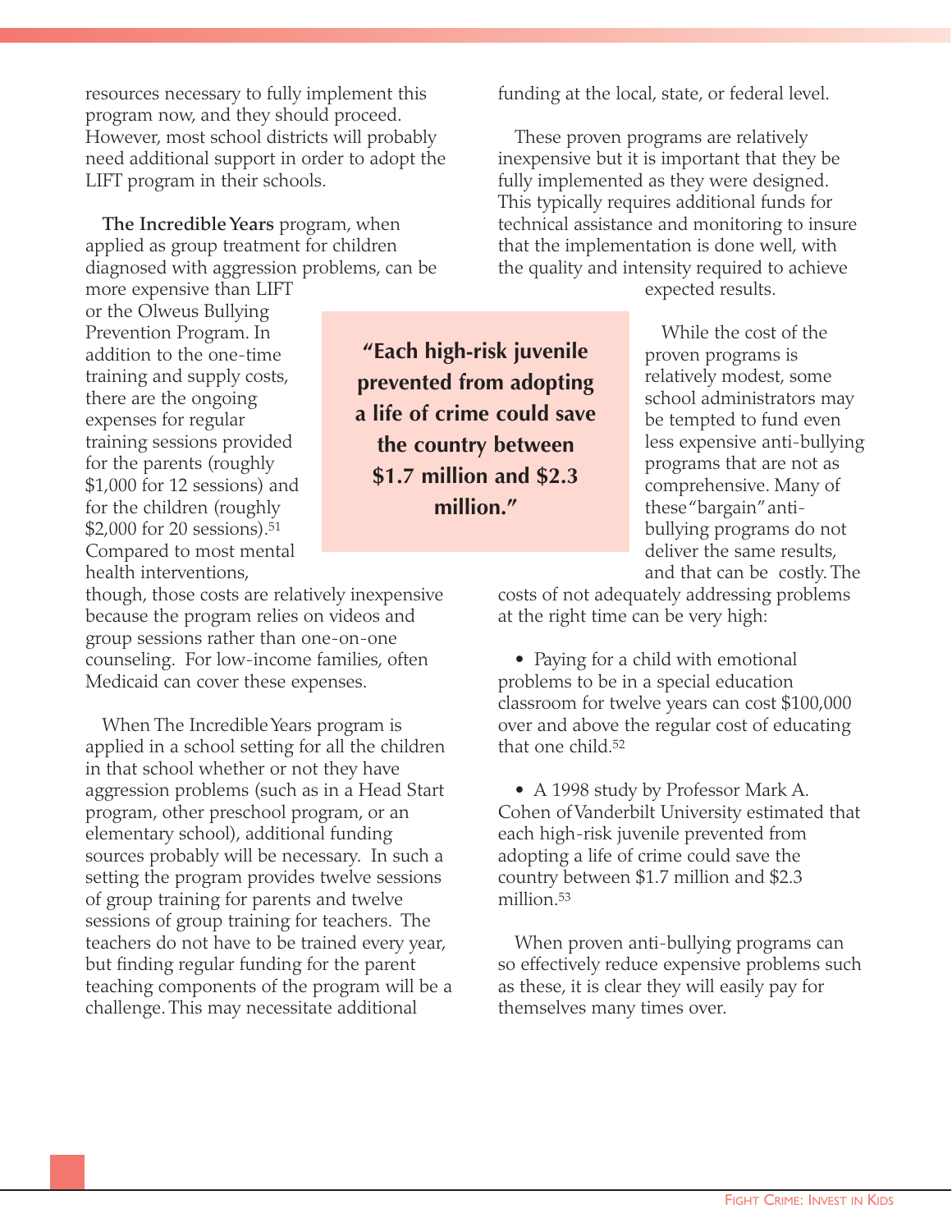resources necessary to fully implement this program now, and they should proceed. However, most school districts will probably need additional support in order to adopt the LIFT program in their schools.

**The Incredible Years** program, when applied as group treatment for children diagnosed with aggression problems, can be more expensive than LIFT or the Olweus Bullying Prevention Program. In addition to the one-time training and supply costs, there are the ongoing expenses for regular training sessions provided for the parents (roughly $1,000 for 12 sessions) and for the children (roughly $2,000 for 20 sessions).[51] Compared to most mental health interventions, though, those costs are relatively inexpensive because the program relies on videos and group sessions rather than one-on-one counseling. For low-income families, often Medicaid can cover these expenses.

When The Incredible Years program is applied in a school setting for all the children in that school whether or not they have aggression problems (such as in a Head Start program, other preschool program, or an elementary school), additional funding sources probably will be necessary. In such a setting the program provides twelve sessions of group training for parents and twelve sessions of group training for teachers. The teachers do not have to be trained every year, but finding regular funding for the parent teaching components of the program will be a challenge. This may necessitate additional funding at the local, state, or federal level.

These proven programs are relatively inexpensive but it is important that they be fully implemented as they were designed. This typically requires additional funds for technical assistance and monitoring to insure that the implementation is done well, with the quality and intensity required to achieve expected results.

**"Each high-risk juvenile prevented from adopting a life of crime could save the country between $1.7 million and $2.3 million."**

While the cost of the proven programs is relatively modest, some school administrators may be tempted to fund even less expensive anti-bullying programs that are not as comprehensive. Many of these "bargain" anti-bullying programs do not deliver the same results, and that can be costly. The costs of not adequately addressing problems at the right time can be very high:

- Paying for a child with emotional problems to be in a special education classroom for twelve years can cost $100,000 over and above the regular cost of educating that one child.[52]

- A 1998 study by Professor Mark A. Cohen of Vanderbilt University estimated that each high-risk juvenile prevented from adopting a life of crime could save the country between $1.7 million and $2.3 million.[53]

When proven anti-bullying programs can so effectively reduce expensive problems such as these, it is clear they will easily pay for themselves many times over.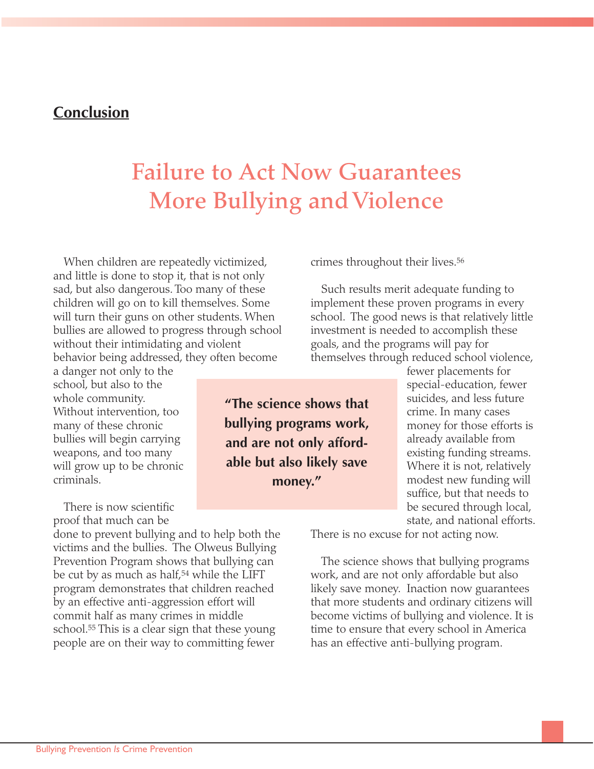## Conclusion

# Failure to Act Now Guarantees More Bullying and Violence

When children are repeatedly victimized, and little is done to stop it, that is not only sad, but also dangerous. Too many of these children will go on to kill themselves. Some will turn their guns on other students. When bullies are allowed to progress through school without their intimidating and violent behavior being addressed, they often become a danger not only to the school, but also to the whole community. Without intervention, too many of these chronic bullies will begin carrying weapons, and too many will grow up to be chronic criminals.

There is now scientific proof that much can be done to prevent bullying and to help both the victims and the bullies. The Olweus Bullying Prevention Program shows that bullying can be cut by as much as half,[54] while the LIFT program demonstrates that children reached by an effective anti-aggression effort will commit half as many crimes in middle school.[55] This is a clear sign that these young people are on their way to committing fewer crimes throughout their lives.[56]

> **"The science shows that bullying programs work, and are not only affordable but also likely save money."**

Such results merit adequate funding to implement these proven programs in every school. The good news is that relatively little investment is needed to accomplish these goals, and the programs will pay for themselves through reduced school violence, fewer placements for special-education, fewer suicides, and less future crime. In many cases money for those efforts is already available from existing funding streams. Where it is not, relatively modest new funding will suffice, but that needs to be secured through local, state, and national efforts. There is no excuse for not acting now.

The science shows that bullying programs work, and are not only affordable but also likely save money. Inaction now guarantees that more students and ordinary citizens will become victims of bullying and violence. It is time to ensure that every school in America has an effective anti-bullying program.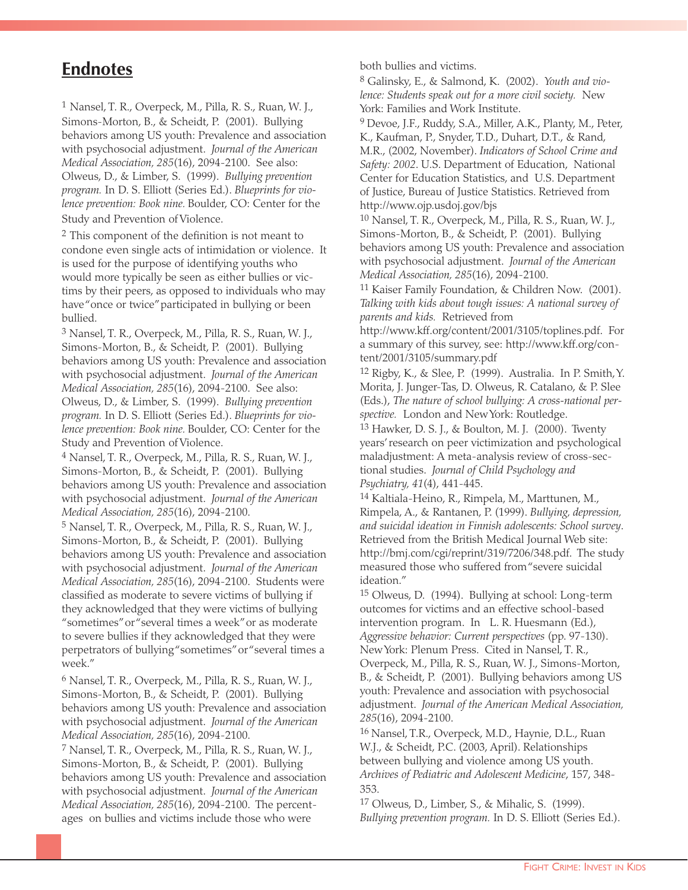## Endnotes

[1] Nansel, T. R., Overpeck, M., Pilla, R. S., Ruan, W. J., Simons-Morton, B., & Scheidt, P. (2001). Bullying behaviors among US youth: Prevalence and association with psychosocial adjustment. *Journal of the American Medical Association, 285*(16), 2094-2100. See also: Olweus, D., & Limber, S. (1999). *Bullying prevention program.* In D. S. Elliott (Series Ed.). *Blueprints for violence prevention: Book nine.* Boulder, CO: Center for the Study and Prevention of Violence.

[2] This component of the definition is not meant to condone even single acts of intimidation or violence. It is used for the purpose of identifying youths who would more typically be seen as either bullies or victims by their peers, as opposed to individuals who may have "once or twice" participated in bullying or been bullied.

[3] Nansel, T. R., Overpeck, M., Pilla, R. S., Ruan, W. J., Simons-Morton, B., & Scheidt, P. (2001). Bullying behaviors among US youth: Prevalence and association with psychosocial adjustment. *Journal of the American Medical Association, 285*(16), 2094-2100. See also: Olweus, D., & Limber, S. (1999). *Bullying prevention program.* In D. S. Elliott (Series Ed.). *Blueprints for violence prevention: Book nine.* Boulder, CO: Center for the Study and Prevention of Violence.

[4] Nansel, T. R., Overpeck, M., Pilla, R. S., Ruan, W. J., Simons-Morton, B., & Scheidt, P. (2001). Bullying behaviors among US youth: Prevalence and association with psychosocial adjustment. *Journal of the American Medical Association, 285*(16), 2094-2100.

[5] Nansel, T. R., Overpeck, M., Pilla, R. S., Ruan, W. J., Simons-Morton, B., & Scheidt, P. (2001). Bullying behaviors among US youth: Prevalence and association with psychosocial adjustment. *Journal of the American Medical Association, 285*(16), 2094-2100. Students were classified as moderate to severe victims of bullying if they acknowledged that they were victims of bullying "sometimes" or "several times a week" or as moderate to severe bullies if they acknowledged that they were perpetrators of bullying "sometimes" or "several times a week."

[6] Nansel, T. R., Overpeck, M., Pilla, R. S., Ruan, W. J., Simons-Morton, B., & Scheidt, P. (2001). Bullying behaviors among US youth: Prevalence and association with psychosocial adjustment. *Journal of the American Medical Association, 285*(16), 2094-2100.

[7] Nansel, T. R., Overpeck, M., Pilla, R. S., Ruan, W. J., Simons-Morton, B., & Scheidt, P. (2001). Bullying behaviors among US youth: Prevalence and association with psychosocial adjustment. *Journal of the American Medical Association, 285*(16), 2094-2100. The percentages on bullies and victims include those who were both bullies and victims.

[8] Galinsky, E., & Salmond, K. (2002). *Youth and violence: Students speak out for a more civil society.* New York: Families and Work Institute.

[9] Devoe, J.F., Ruddy, S.A., Miller, A.K., Planty, M., Peter, K., Kaufman, P., Snyder, T.D., Duhart, D.T., & Rand, M.R., (2002, November). *Indicators of School Crime and Safety: 2002*. U.S. Department of Education, National Center for Education Statistics, and U.S. Department of Justice, Bureau of Justice Statistics. Retrieved from http://www.ojp.usdoj.gov/bjs

[10] Nansel, T. R., Overpeck, M., Pilla, R. S., Ruan, W. J., Simons-Morton, B., & Scheidt, P. (2001). Bullying behaviors among US youth: Prevalence and association with psychosocial adjustment. *Journal of the American Medical Association, 285*(16), 2094-2100.

[11] Kaiser Family Foundation, & Children Now. (2001). *Talking with kids about tough issues: A national survey of parents and kids.* Retrieved from http://www.kff.org/content/2001/3105/toplines.pdf. For a summary of this survey, see: http://www.kff.org/content/2001/3105/summary.pdf

[12] Rigby, K., & Slee, P. (1999). Australia. In P. Smith, Y. Morita, J. Junger-Tas, D. Olweus, R. Catalano, & P. Slee (Eds.), *The nature of school bullying: A cross-national perspective.* London and New York: Routledge.

[13] Hawker, D. S. J., & Boulton, M. J. (2000). Twenty years' research on peer victimization and psychological maladjustment: A meta-analysis review of cross-sectional studies. *Journal of Child Psychology and Psychiatry, 41*(4), 441-445.

[14] Kaltiala-Heino, R., Rimpela, M., Marttunen, M., Rimpela, A., & Rantanen, P. (1999). *Bullying, depression, and suicidal ideation in Finnish adolescents: School survey*. Retrieved from the British Medical Journal Web site: http://bmj.com/cgi/reprint/319/7206/348.pdf. The study measured those who suffered from "severe suicidal ideation."

[15] Olweus, D. (1994). Bullying at school: Long-term outcomes for victims and an effective school-based intervention program. In L. R. Huesmann (Ed.), *Aggressive behavior: Current perspectives* (pp. 97-130). New York: Plenum Press. Cited in Nansel, T. R., Overpeck, M., Pilla, R. S., Ruan, W. J., Simons-Morton, B., & Scheidt, P. (2001). Bullying behaviors among US youth: Prevalence and association with psychosocial adjustment. *Journal of the American Medical Association, 285*(16), 2094-2100.

[16] Nansel, T.R., Overpeck, M.D., Haynie, D.L., Ruan W.J., & Scheidt, P.C. (2003, April). Relationships between bullying and violence among US youth. *Archives of Pediatric and Adolescent Medicine*, 157, 348-353.

[17] Olweus, D., Limber, S., & Mihalic, S. (1999). *Bullying prevention program.* In D. S. Elliott (Series Ed.).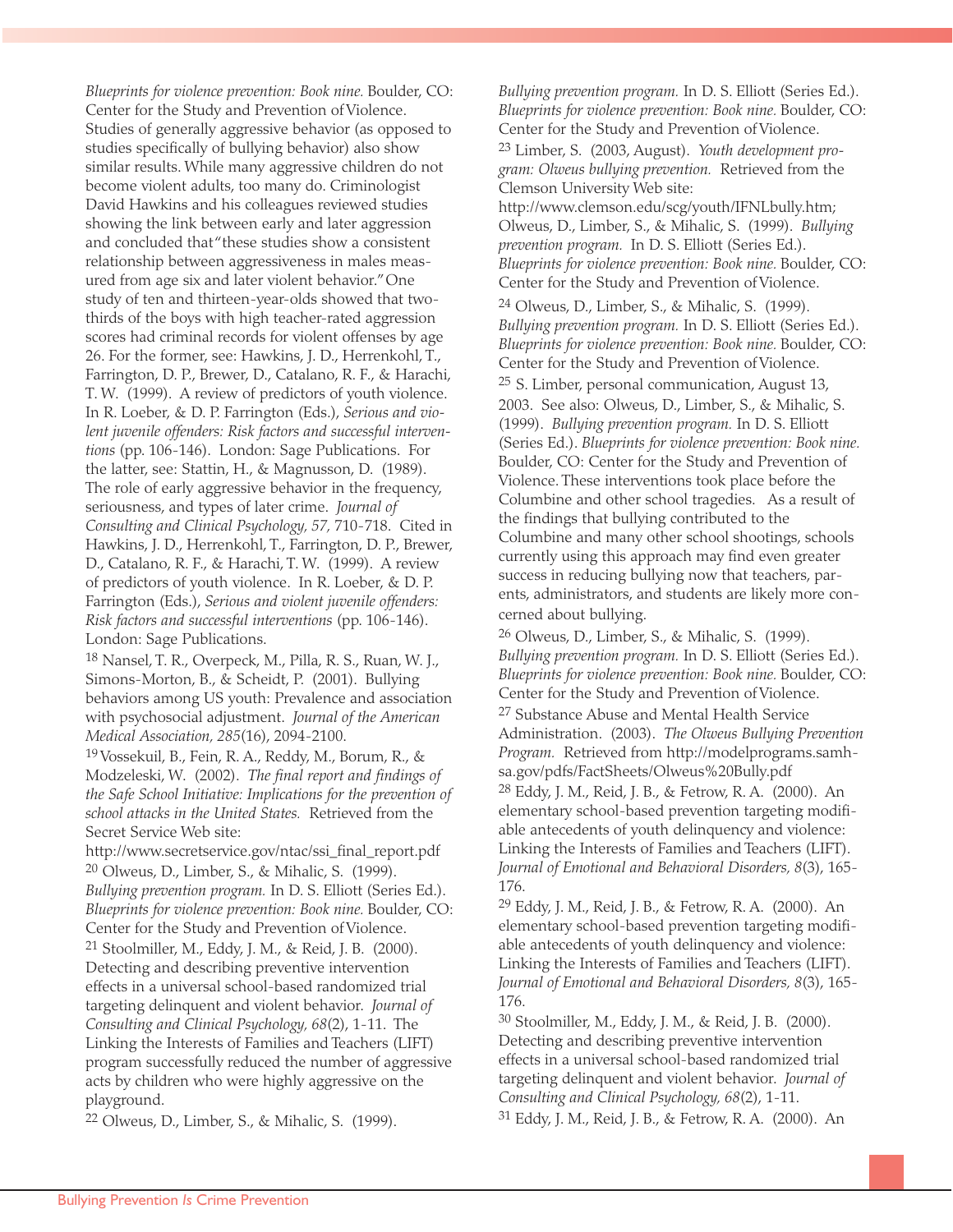*Blueprints for violence prevention: Book nine.* Boulder, CO: Center for the Study and Prevention of Violence. Studies of generally aggressive behavior (as opposed to studies specifically of bullying behavior) also show similar results. While many aggressive children do not become violent adults, too many do. Criminologist David Hawkins and his colleagues reviewed studies showing the link between early and later aggression and concluded that "these studies show a consistent relationship between aggressiveness in males measured from age six and later violent behavior." One study of ten and thirteen-year-olds showed that two-thirds of the boys with high teacher-rated aggression scores had criminal records for violent offenses by age 26. For the former, see: Hawkins, J. D., Herrenkohl, T., Farrington, D. P., Brewer, D., Catalano, R. F., & Harachi, T. W. (1999). A review of predictors of youth violence. In R. Loeber, & D. P. Farrington (Eds.), *Serious and violent juvenile offenders: Risk factors and successful interventions* (pp. 106-146). London: Sage Publications. For the latter, see: Stattin, H., & Magnusson, D. (1989). The role of early aggressive behavior in the frequency, seriousness, and types of later crime. *Journal of Consulting and Clinical Psychology, 57,* 710-718. Cited in Hawkins, J. D., Herrenkohl, T., Farrington, D. P., Brewer, D., Catalano, R. F., & Harachi, T. W. (1999). A review of predictors of youth violence. In R. Loeber, & D. P. Farrington (Eds.), *Serious and violent juvenile offenders: Risk factors and successful interventions* (pp. 106-146). London: Sage Publications.

[18] Nansel, T. R., Overpeck, M., Pilla, R. S., Ruan, W. J., Simons-Morton, B., & Scheidt, P. (2001). Bullying behaviors among US youth: Prevalence and association with psychosocial adjustment. *Journal of the American Medical Association, 285*(16), 2094-2100.

[19] Vossekuil, B., Fein, R. A., Reddy, M., Borum, R., & Modzeleski, W. (2002). *The final report and findings of the Safe School Initiative: Implications for the prevention of school attacks in the United States.* Retrieved from the Secret Service Web site: http://www.secretservice.gov/ntac/ssi_final_report.pdf

[20] Olweus, D., Limber, S., & Mihalic, S. (1999). *Bullying prevention program.* In D. S. Elliott (Series Ed.). *Blueprints for violence prevention: Book nine.* Boulder, CO: Center for the Study and Prevention of Violence.

[21] Stoolmiller, M., Eddy, J. M., & Reid, J. B. (2000). Detecting and describing preventive intervention effects in a universal school-based randomized trial targeting delinquent and violent behavior. *Journal of Consulting and Clinical Psychology, 68*(2), 1-11. The Linking the Interests of Families and Teachers (LIFT) program successfully reduced the number of aggressive acts by children who were highly aggressive on the playground.

[22] Olweus, D., Limber, S., & Mihalic, S. (1999). *Bullying prevention program.* In D. S. Elliott (Series Ed.). *Blueprints for violence prevention: Book nine.* Boulder, CO: Center for the Study and Prevention of Violence.

[23] Limber, S. (2003, August). *Youth development program: Olweus bullying prevention.* Retrieved from the Clemson University Web site: http://www.clemson.edu/scg/youth/IFNLbully.htm; Olweus, D., Limber, S., & Mihalic, S. (1999). *Bullying prevention program.* In D. S. Elliott (Series Ed.). *Blueprints for violence prevention: Book nine.* Boulder, CO: Center for the Study and Prevention of Violence.

[24] Olweus, D., Limber, S., & Mihalic, S. (1999). *Bullying prevention program.* In D. S. Elliott (Series Ed.). *Blueprints for violence prevention: Book nine.* Boulder, CO: Center for the Study and Prevention of Violence.

[25] S. Limber, personal communication, August 13, 2003. See also: Olweus, D., Limber, S., & Mihalic, S. (1999). *Bullying prevention program.* In D. S. Elliott (Series Ed.). *Blueprints for violence prevention: Book nine.* Boulder, CO: Center for the Study and Prevention of Violence. These interventions took place before the Columbine and other school tragedies. As a result of the findings that bullying contributed to the Columbine and many other school shootings, schools currently using this approach may find even greater success in reducing bullying now that teachers, parents, administrators, and students are likely more concerned about bullying.

[26] Olweus, D., Limber, S., & Mihalic, S. (1999). *Bullying prevention program.* In D. S. Elliott (Series Ed.). *Blueprints for violence prevention: Book nine.* Boulder, CO: Center for the Study and Prevention of Violence.

[27] Substance Abuse and Mental Health Service Administration. (2003). *The Olweus Bullying Prevention Program.* Retrieved from http://modelprograms.samhsa.gov/pdfs/FactSheets/Olweus%20Bully.pdf

[28] Eddy, J. M., Reid, J. B., & Fetrow, R. A. (2000). An elementary school-based prevention targeting modifiable antecedents of youth delinquency and violence: Linking the Interests of Families and Teachers (LIFT). *Journal of Emotional and Behavioral Disorders, 8*(3), 165-176.

[29] Eddy, J. M., Reid, J. B., & Fetrow, R. A. (2000). An elementary school-based prevention targeting modifiable antecedents of youth delinquency and violence: Linking the Interests of Families and Teachers (LIFT). *Journal of Emotional and Behavioral Disorders, 8*(3), 165-176.

[30] Stoolmiller, M., Eddy, J. M., & Reid, J. B. (2000). Detecting and describing preventive intervention effects in a universal school-based randomized trial targeting delinquent and violent behavior. *Journal of Consulting and Clinical Psychology, 68*(2), 1-11.

[31] Eddy, J. M., Reid, J. B., & Fetrow, R. A. (2000). An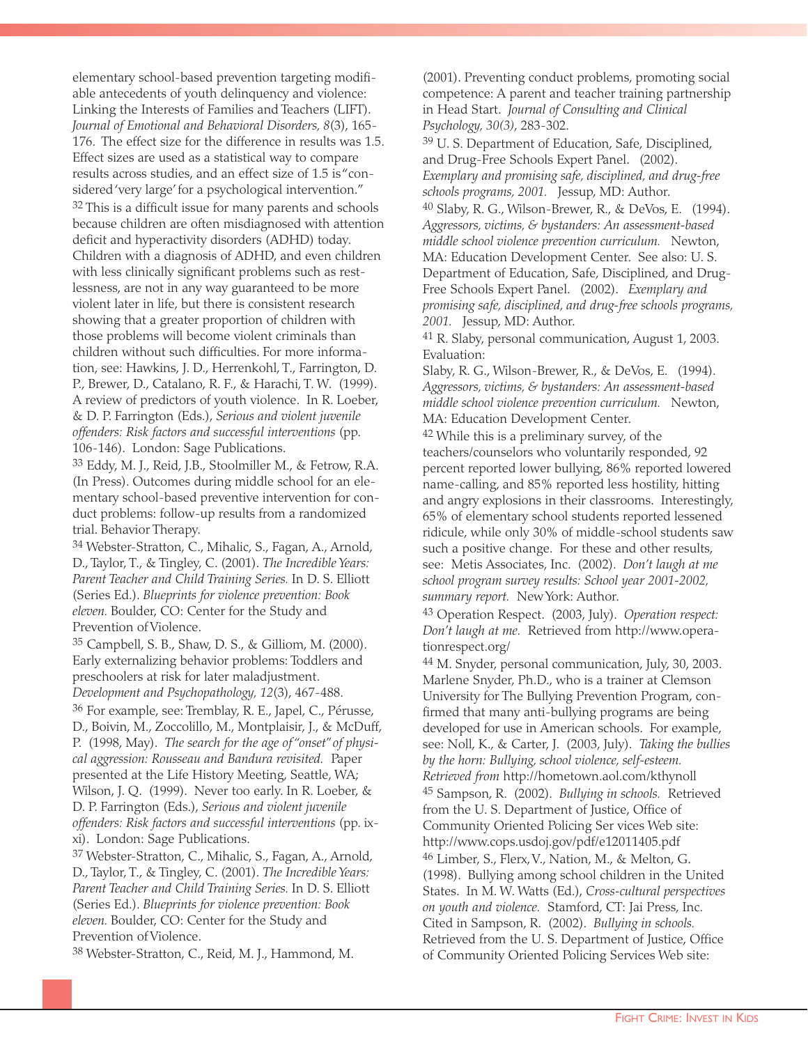elementary school-based prevention targeting modifiable antecedents of youth delinquency and violence: Linking the Interests of Families and Teachers (LIFT). *Journal of Emotional and Behavioral Disorders, 8*(3), 165-176. The effect size for the difference in results was 1.5. Effect sizes are used as a statistical way to compare results across studies, and an effect size of 1.5 is "considered 'very large' for a psychological intervention."

[32] This is a difficult issue for many parents and schools because children are often misdiagnosed with attention deficit and hyperactivity disorders (ADHD) today. Children with a diagnosis of ADHD, and even children with less clinically significant problems such as restlessness, are not in any way guaranteed to be more violent later in life, but there is consistent research showing that a greater proportion of children with those problems will become violent criminals than children without such difficulties. For more information, see: Hawkins, J. D., Herrenkohl, T., Farrington, D. P., Brewer, D., Catalano, R. F., & Harachi, T. W. (1999). A review of predictors of youth violence. In R. Loeber, & D. P. Farrington (Eds.), *Serious and violent juvenile offenders: Risk factors and successful interventions* (pp. 106-146). London: Sage Publications.

[33] Eddy, M. J., Reid, J.B., Stoolmiller M., & Fetrow, R.A. (In Press). Outcomes during middle school for an elementary school-based preventive intervention for conduct problems: follow-up results from a randomized trial. Behavior Therapy.

[34] Webster-Stratton, C., Mihalic, S., Fagan, A., Arnold, D., Taylor, T., & Tingley, C. (2001). *The Incredible Years: Parent Teacher and Child Training Series.* In D. S. Elliott (Series Ed.). *Blueprints for violence prevention: Book eleven.* Boulder, CO: Center for the Study and Prevention of Violence.

[35] Campbell, S. B., Shaw, D. S., & Gilliom, M. (2000). Early externalizing behavior problems: Toddlers and preschoolers at risk for later maladjustment. *Development and Psychopathology, 12*(3), 467-488.

[36] For example, see: Tremblay, R. E., Japel, C., Pérusse, D., Boivin, M., Zoccolillo, M., Montplaisir, J., & McDuff, P. (1998, May). *The search for the age of "onset" of physical aggression: Rousseau and Bandura revisited.* Paper presented at the Life History Meeting, Seattle, WA; Wilson, J. Q. (1999). Never too early. In R. Loeber, & D. P. Farrington (Eds.), *Serious and violent juvenile offenders: Risk factors and successful interventions* (pp. ix-xi). London: Sage Publications.

[37] Webster-Stratton, C., Mihalic, S., Fagan, A., Arnold, D., Taylor, T., & Tingley, C. (2001). *The Incredible Years: Parent Teacher and Child Training Series.* In D. S. Elliott (Series Ed.). *Blueprints for violence prevention: Book eleven.* Boulder, CO: Center for the Study and Prevention of Violence.

[38] Webster-Stratton, C., Reid, M. J., Hammond, M. (2001). Preventing conduct problems, promoting social competence: A parent and teacher training partnership in Head Start. *Journal of Consulting and Clinical Psychology, 30(3)*, 283-302.

[39] U. S. Department of Education, Safe, Disciplined, and Drug-Free Schools Expert Panel. (2002). *Exemplary and promising safe, disciplined, and drug-free schools programs, 2001.* Jessup, MD: Author.

[40] Slaby, R. G., Wilson-Brewer, R., & DeVos, E. (1994). *Aggressors, victims, & bystanders: An assessment-based middle school violence prevention curriculum.* Newton, MA: Education Development Center. See also: U. S. Department of Education, Safe, Disciplined, and Drug-Free Schools Expert Panel. (2002). *Exemplary and promising safe, disciplined, and drug-free schools programs, 2001.* Jessup, MD: Author.

[41] R. Slaby, personal communication, August 1, 2003. Evaluation:
Slaby, R. G., Wilson-Brewer, R., & DeVos, E. (1994). *Aggressors, victims, & bystanders: An assessment-based middle school violence prevention curriculum.* Newton, MA: Education Development Center.

[42] While this is a preliminary survey, of the teachers/counselors who voluntarily responded, 92 percent reported lower bullying, 86% reported lowered name-calling, and 85% reported less hostility, hitting and angry explosions in their classrooms. Interestingly, 65% of elementary school students reported lessened ridicule, while only 30% of middle-school students saw such a positive change. For these and other results, see: Metis Associates, Inc. (2002). *Don't laugh at me school program survey results: School year 2001-2002, summary report.* New York: Author.

[43] Operation Respect. (2003, July). *Operation respect: Don't laugh at me.* Retrieved from http://www.operationrespect.org/

[44] M. Snyder, personal communication, July, 30, 2003. Marlene Snyder, Ph.D., who is a trainer at Clemson University for The Bullying Prevention Program, confirmed that many anti-bullying programs are being developed for use in American schools. For example, see: Noll, K., & Carter, J. (2003, July). *Taking the bullies by the horn: Bullying, school violence, self-esteem. Retrieved from* http://hometown.aol.com/kthynoll

[45] Sampson, R. (2002). *Bullying in schools.* Retrieved from the U. S. Department of Justice, Office of Community Oriented Policing Ser vices Web site: http://www.cops.usdoj.gov/pdf/e12011405.pdf

[46] Limber, S., Flerx, V., Nation, M., & Melton, G. (1998). Bullying among school children in the United States. In M. W. Watts (Ed.), *Cross-cultural perspectives on youth and violence.* Stamford, CT: Jai Press, Inc. Cited in Sampson, R. (2002). *Bullying in schools.* Retrieved from the U. S. Department of Justice, Office of Community Oriented Policing Services Web site: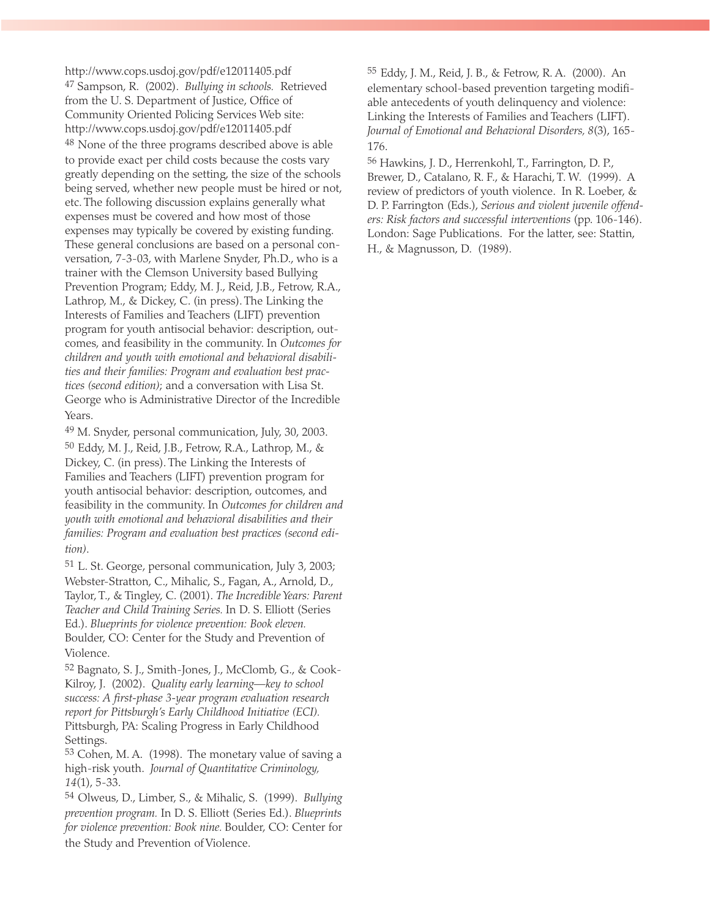http://www.cops.usdoj.gov/pdf/e12011405.pdf

[47] Sampson, R. (2002). *Bullying in schools.* Retrieved from the U. S. Department of Justice, Office of Community Oriented Policing Services Web site: http://www.cops.usdoj.gov/pdf/e12011405.pdf

[48] None of the three programs described above is able to provide exact per child costs because the costs vary greatly depending on the setting, the size of the schools being served, whether new people must be hired or not, etc. The following discussion explains generally what expenses must be covered and how most of those expenses may typically be covered by existing funding. These general conclusions are based on a personal conversation, 7-3-03, with Marlene Snyder, Ph.D., who is a trainer with the Clemson University based Bullying Prevention Program; Eddy, M. J., Reid, J.B., Fetrow, R.A., Lathrop, M., & Dickey, C. (in press). The Linking the Interests of Families and Teachers (LIFT) prevention program for youth antisocial behavior: description, outcomes, and feasibility in the community. In *Outcomes for children and youth with emotional and behavioral disabilities and their families: Program and evaluation best practices (second edition)*; and a conversation with Lisa St. George who is Administrative Director of the Incredible Years.

[49] M. Snyder, personal communication, July, 30, 2003.

[50] Eddy, M. J., Reid, J.B., Fetrow, R.A., Lathrop, M., & Dickey, C. (in press). The Linking the Interests of Families and Teachers (LIFT) prevention program for youth antisocial behavior: description, outcomes, and feasibility in the community. In *Outcomes for children and youth with emotional and behavioral disabilities and their families: Program and evaluation best practices (second edition).*

[51] L. St. George, personal communication, July 3, 2003; Webster-Stratton, C., Mihalic, S., Fagan, A., Arnold, D., Taylor, T., & Tingley, C. (2001). *The Incredible Years: Parent Teacher and Child Training Series.* In D. S. Elliott (Series Ed.). *Blueprints for violence prevention: Book eleven.* Boulder, CO: Center for the Study and Prevention of Violence.

[52] Bagnato, S. J., Smith-Jones, J., McClomb, G., & Cook-Kilroy, J. (2002). *Quality early learning—key to school success: A first-phase 3-year program evaluation research report for Pittsburgh's Early Childhood Initiative (ECI).* Pittsburgh, PA: Scaling Progress in Early Childhood Settings.

[53] Cohen, M. A. (1998). The monetary value of saving a high-risk youth. *Journal of Quantitative Criminology, 14*(1), 5-33.

[54] Olweus, D., Limber, S., & Mihalic, S. (1999). *Bullying prevention program.* In D. S. Elliott (Series Ed.). *Blueprints for violence prevention: Book nine.* Boulder, CO: Center for the Study and Prevention of Violence.

[55] Eddy, J. M., Reid, J. B., & Fetrow, R. A. (2000). An elementary school-based prevention targeting modifiable antecedents of youth delinquency and violence: Linking the Interests of Families and Teachers (LIFT). *Journal of Emotional and Behavioral Disorders, 8*(3), 165-176.

[56] Hawkins, J. D., Herrenkohl, T., Farrington, D. P., Brewer, D., Catalano, R. F., & Harachi, T. W. (1999). A review of predictors of youth violence. In R. Loeber, & D. P. Farrington (Eds.), *Serious and violent juvenile offenders: Risk factors and successful interventions* (pp. 106-146). London: Sage Publications. For the latter, see: Stattin, H., & Magnusson, D. (1989).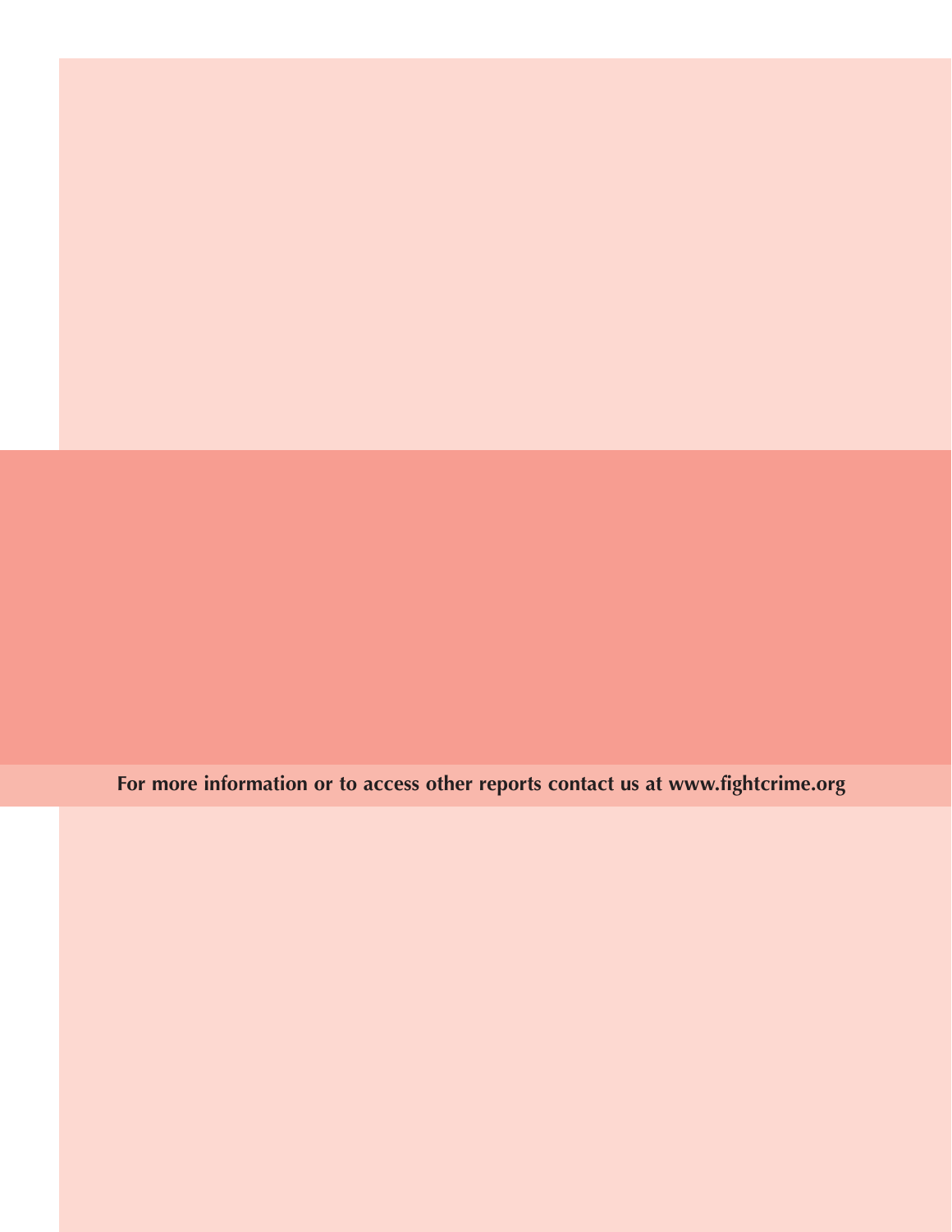**For more information or to access other reports contact us at www.fightcrime.org**